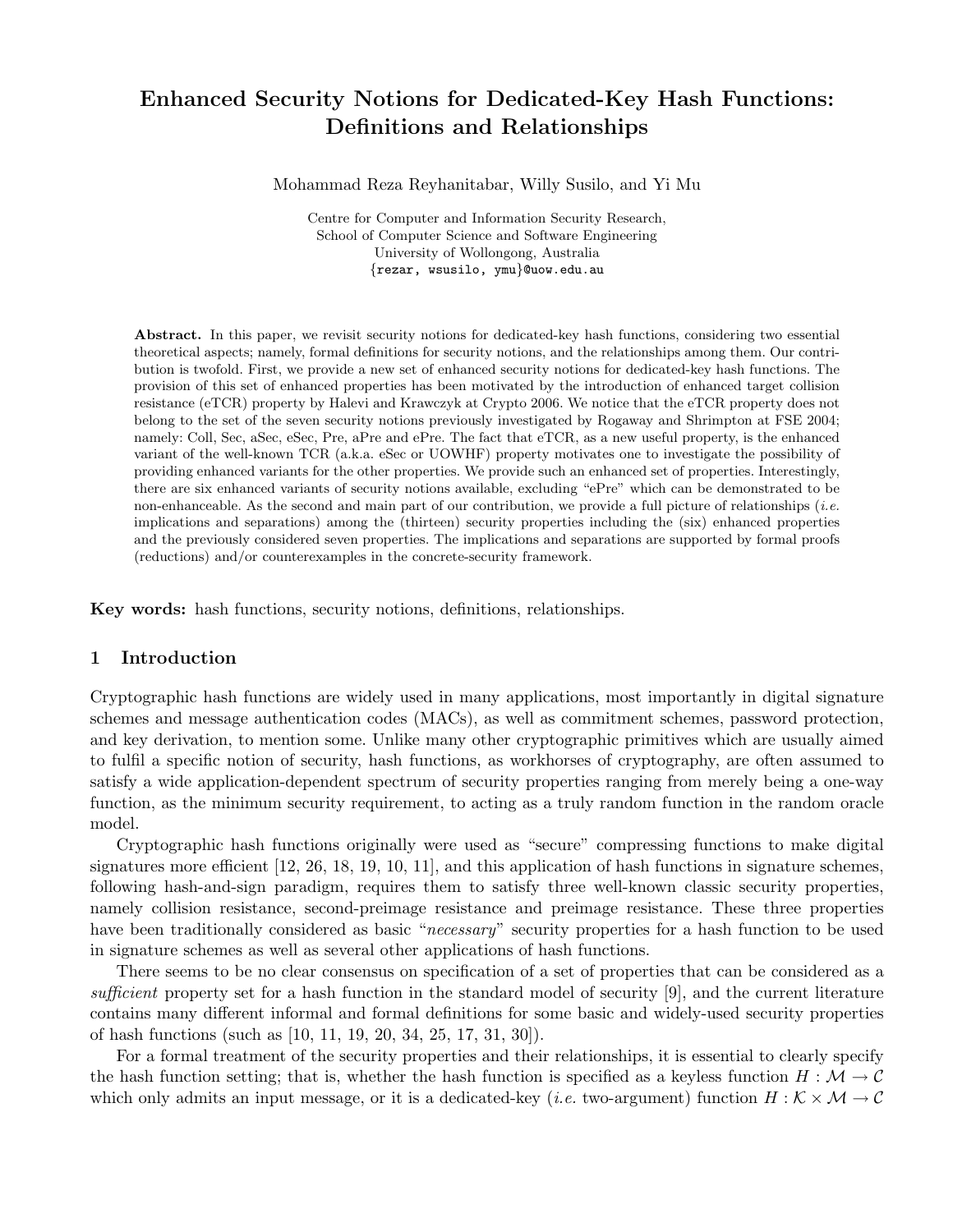# Enhanced Security Notions for Dedicated-Key Hash Functions: Definitions and Relationships

Mohammad Reza Reyhanitabar, Willy Susilo, and Yi Mu

Centre for Computer and Information Security Research,
School of Computer Science and Software Engineering
University of Wollongong, Australia
{rezar, wsusilo, ymu}@uow.edu.au

**Abstract.** In this paper, we revisit security notions for dedicated-key hash functions, considering two essential theoretical aspects; namely, formal definitions for security notions, and the relationships among them. Our contribution is twofold. First, we provide a new set of enhanced security notions for dedicated-key hash functions. The provision of this set of enhanced properties has been motivated by the introduction of enhanced target collision resistance (eTCR) property by Halevi and Krawczyk at Crypto 2006. We notice that the eTCR property does not belong to the set of the seven security notions previously investigated by Rogaway and Shrimpton at FSE 2004; namely: Coll, Sec, aSec, eSec, Pre, aPre and ePre. The fact that eTCR, as a new useful property, is the enhanced variant of the well-known TCR (a.k.a. eSec or UOWHF) property motivates one to investigate the possibility of providing enhanced variants for the other properties. We provide such an enhanced set of properties. Interestingly, there are six enhanced variants of security notions available, excluding "ePre" which can be demonstrated to be non-enhanceable. As the second and main part of our contribution, we provide a full picture of relationships (*i.e.* implications and separations) among the (thirteen) security properties including the (six) enhanced properties and the previously considered seven properties. The implications and separations are supported by formal proofs (reductions) and/or counterexamples in the concrete-security framework.

**Key words:** hash functions, security notions, definitions, relationships.

## 1 Introduction

Cryptographic hash functions are widely used in many applications, most importantly in digital signature schemes and message authentication codes (MACs), as well as commitment schemes, password protection, and key derivation, to mention some. Unlike many other cryptographic primitives which are usually aimed to fulfil a specific notion of security, hash functions, as workhorses of cryptography, are often assumed to satisfy a wide application-dependent spectrum of security properties ranging from merely being a one-way function, as the minimum security requirement, to acting as a truly random function in the random oracle model.

Cryptographic hash functions originally were used as "secure" compressing functions to make digital signatures more efficient [12, 26, 18, 19, 10, 11], and this application of hash functions in signature schemes, following hash-and-sign paradigm, requires them to satisfy three well-known classic security properties, namely collision resistance, second-preimage resistance and preimage resistance. These three properties have been traditionally considered as basic "*necessary*" security properties for a hash function to be used in signature schemes as well as several other applications of hash functions.

There seems to be no clear consensus on specification of a set of properties that can be considered as a *sufficient* property set for a hash function in the standard model of security [9], and the current literature contains many different informal and formal definitions for some basic and widely-used security properties of hash functions (such as [10, 11, 19, 20, 34, 25, 17, 31, 30]).

For a formal treatment of the security properties and their relationships, it is essential to clearly specify the hash function setting; that is, whether the hash function is specified as a keyless function $H : \mathcal{M} \to \mathcal{C}$ which only admits an input message, or it is a dedicated-key (*i.e.* two-argument) function $H : \mathcal{K} \times \mathcal{M} \to \mathcal{C}$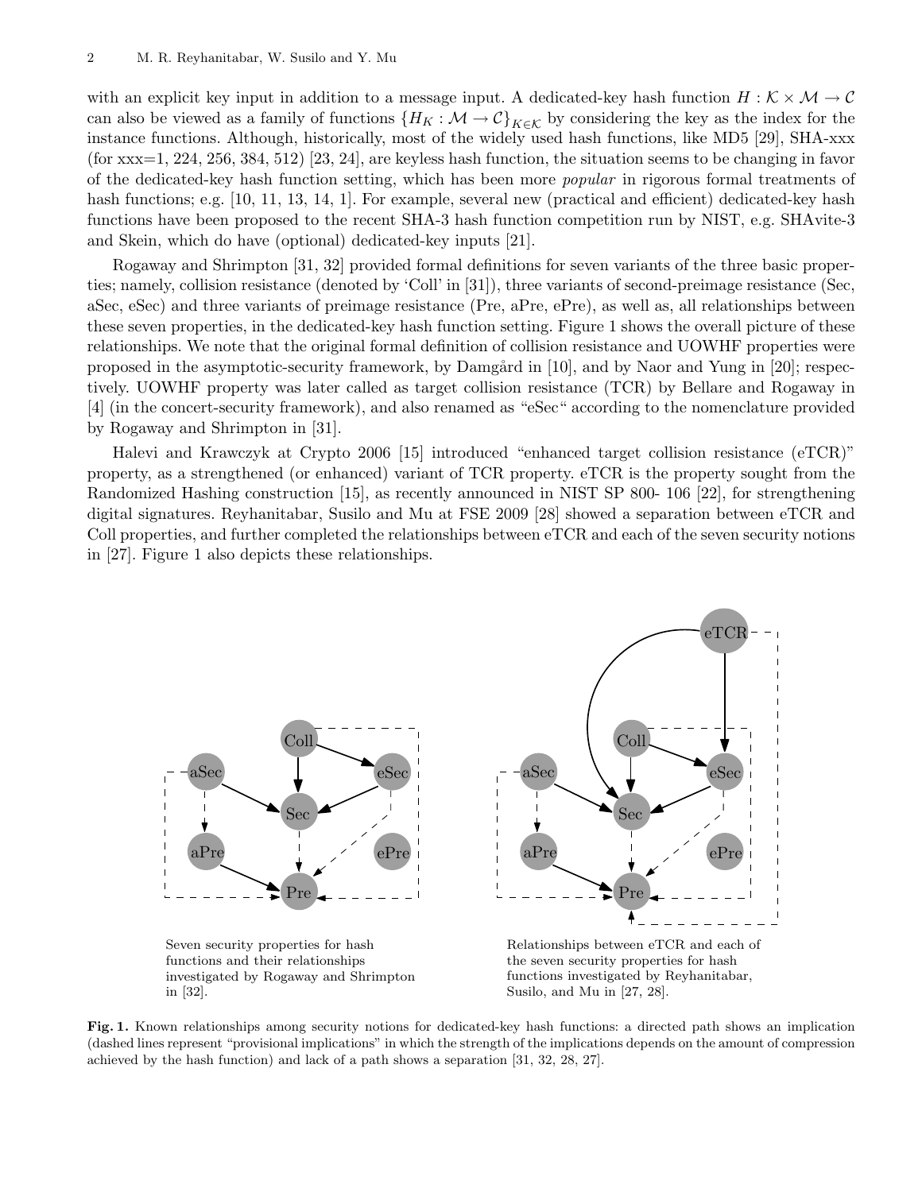with an explicit key input in addition to a message input. A dedicated-key hash function $H : \mathcal{K} \times \mathcal{M} \rightarrow \mathcal{C}$ can also be viewed as a family of functions $\{H_K : \mathcal{M} \rightarrow \mathcal{C}\}_{K \in \mathcal{K}}$ by considering the key as the index for the instance functions. Although, historically, most of the widely used hash functions, like MD5 [29], SHA-xxx (for xxx=1, 224, 256, 384, 512) [23, 24], are keyless hash function, the situation seems to be changing in favor of the dedicated-key hash function setting, which has been more *popular* in rigorous formal treatments of hash functions; e.g. [10, 11, 13, 14, 1]. For example, several new (practical and efficient) dedicated-key hash functions have been proposed to the recent SHA-3 hash function competition run by NIST, e.g. SHAvite-3 and Skein, which do have (optional) dedicated-key inputs [21].

Rogaway and Shrimpton [31, 32] provided formal definitions for seven variants of the three basic properties; namely, collision resistance (denoted by 'Coll' in [31]), three variants of second-preimage resistance (Sec, aSec, eSec) and three variants of preimage resistance (Pre, aPre, ePre), as well as, all relationships between these seven properties, in the dedicated-key hash function setting. Figure 1 shows the overall picture of these relationships. We note that the original formal definition of collision resistance and UOWHF properties were proposed in the asymptotic-security framework, by Damgård in [10], and by Naor and Yung in [20]; respectively. UOWHF property was later called as target collision resistance (TCR) by Bellare and Rogaway in [4] (in the concert-security framework), and also renamed as "eSec" according to the nomenclature provided by Rogaway and Shrimpton in [31].

Halevi and Krawczyk at Crypto 2006 [15] introduced "enhanced target collision resistance (eTCR)" property, as a strengthened (or enhanced) variant of TCR property. eTCR is the property sought from the Randomized Hashing construction [15], as recently announced in NIST SP 800- 106 [22], for strengthening digital signatures. Reyhanitabar, Susilo and Mu at FSE 2009 [28] showed a separation between eTCR and Coll properties, and further completed the relationships between eTCR and each of the seven security notions in [27]. Figure 1 also depicts these relationships.

Seven security properties for hash functions and their relationships investigated by Rogaway and Shrimpton in [32].

Relationships between eTCR and each of the seven security properties for hash functions investigated by Reyhanitabar, Susilo, and Mu in [27, 28].

**Fig. 1.** Known relationships among security notions for dedicated-key hash functions: a directed path shows an implication (dashed lines represent "provisional implications" in which the strength of the implications depends on the amount of compression achieved by the hash function) and lack of a path shows a separation [31, 32, 28, 27].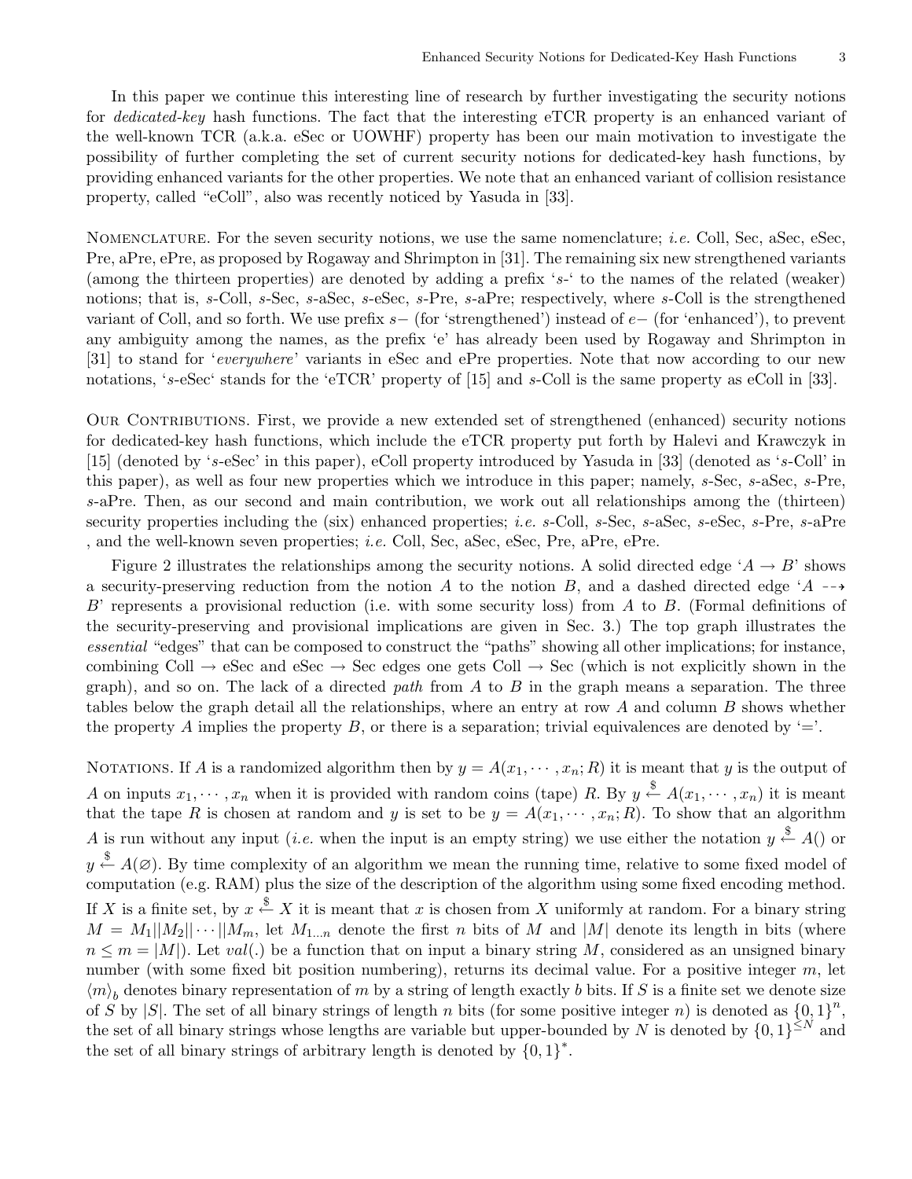In this paper we continue this interesting line of research by further investigating the security notions for *dedicated-key* hash functions. The fact that the interesting eTCR property is an enhanced variant of the well-known TCR (a.k.a. eSec or UOWHF) property has been our main motivation to investigate the possibility of further completing the set of current security notions for dedicated-key hash functions, by providing enhanced variants for the other properties. We note that an enhanced variant of collision resistance property, called "eColl", also was recently noticed by Yasuda in [33].

NOMENCLATURE. For the seven security notions, we use the same nomenclature; *i.e.* Coll, Sec, aSec, eSec, Pre, aPre, ePre, as proposed by Rogaway and Shrimpton in [31]. The remaining six new strengthened variants (among the thirteen properties) are denoted by adding a prefix '$s$-' to the names of the related (weaker) notions; that is, $s$-Coll, $s$-Sec, $s$-aSec, $s$-eSec, $s$-Pre, $s$-aPre; respectively, where $s$-Coll is the strengthened variant of Coll, and so forth. We use prefix $s-$ (for 'strengthened') instead of $e-$ (for 'enhanced'), to prevent any ambiguity among the names, as the prefix 'e' has already been used by Rogaway and Shrimpton in [31] to stand for '*everywhere*' variants in eSec and ePre properties. Note that now according to our new notations, '$s$-eSec' stands for the 'eTCR' property of [15] and $s$-Coll is the same property as eColl in [33].

OUR CONTRIBUTIONS. First, we provide a new extended set of strengthened (enhanced) security notions for dedicated-key hash functions, which include the eTCR property put forth by Halevi and Krawczyk in [15] (denoted by '$s$-eSec' in this paper), eColl property introduced by Yasuda in [33] (denoted as '$s$-Coll' in this paper), as well as four new properties which we introduce in this paper; namely, $s$-Sec, $s$-aSec, $s$-Pre, $s$-aPre. Then, as our second and main contribution, we work out all relationships among the (thirteen) security properties including the (six) enhanced properties; *i.e.* $s$-Coll, $s$-Sec, $s$-aSec, $s$-eSec, $s$-Pre, $s$-aPre , and the well-known seven properties; *i.e.* Coll, Sec, aSec, eSec, Pre, aPre, ePre.

Figure 2 illustrates the relationships among the security notions. A solid directed edge '$A \rightarrow B$' shows a security-preserving reduction from the notion $A$ to the notion $B$, and a dashed directed edge '$A \dashrightarrow B$' represents a provisional reduction (i.e. with some security loss) from $A$ to $B$. (Formal definitions of the security-preserving and provisional implications are given in Sec. 3.) The top graph illustrates the *essential* "edges" that can be composed to construct the "paths" showing all other implications; for instance, combining Coll $\rightarrow$ eSec and eSec $\rightarrow$ Sec edges one gets Coll $\rightarrow$ Sec (which is not explicitly shown in the graph), and so on. The lack of a directed *path* from $A$ to $B$ in the graph means a separation. The three tables below the graph detail all the relationships, where an entry at row $A$ and column $B$ shows whether the property $A$ implies the property $B$, or there is a separation; trivial equivalences are denoted by '='.

NOTATIONS. If $A$ is a randomized algorithm then by $y = A(x_1, \cdots, x_n; R)$ it is meant that $y$ is the output of $A$ on inputs $x_1, \cdots, x_n$ when it is provided with random coins (tape) $R$. By $y \xleftarrow{\$} A(x_1, \cdots, x_n)$ it is meant that the tape $R$ is chosen at random and $y$ is set to be $y = A(x_1, \cdots, x_n; R)$. To show that an algorithm $A$ is run without any input (*i.e.* when the input is an empty string) we use either the notation $y \xleftarrow{\$} A()$ or $y \xleftarrow{\$} A(\varnothing)$. By time complexity of an algorithm we mean the running time, relative to some fixed model of computation (e.g. RAM) plus the size of the description of the algorithm using some fixed encoding method. If $X$ is a finite set, by $x \xleftarrow{\$} X$ it is meant that $x$ is chosen from $X$ uniformly at random. For a binary string $M = M_1||M_2||\cdots||M_m$, let $M_{1\ldots n}$ denote the first $n$ bits of $M$ and $|M|$ denote its length in bits (where $n \leq m = |M|$). Let $val(.)$ be a function that on input a binary string $M$, considered as an unsigned binary number (with some fixed bit position numbering), returns its decimal value. For a positive integer $m$, let $\langle m \rangle_b$ denotes binary representation of $m$ by a string of length exactly $b$ bits. If $S$ is a finite set we denote size of $S$ by $|S|$. The set of all binary strings of length $n$ bits (for some positive integer $n$) is denoted as $\{0,1\}^n$, the set of all binary strings whose lengths are variable but upper-bounded by $N$ is denoted by $\{0,1\}^{\leq N}$ and the set of all binary strings of arbitrary length is denoted by $\{0,1\}^*$.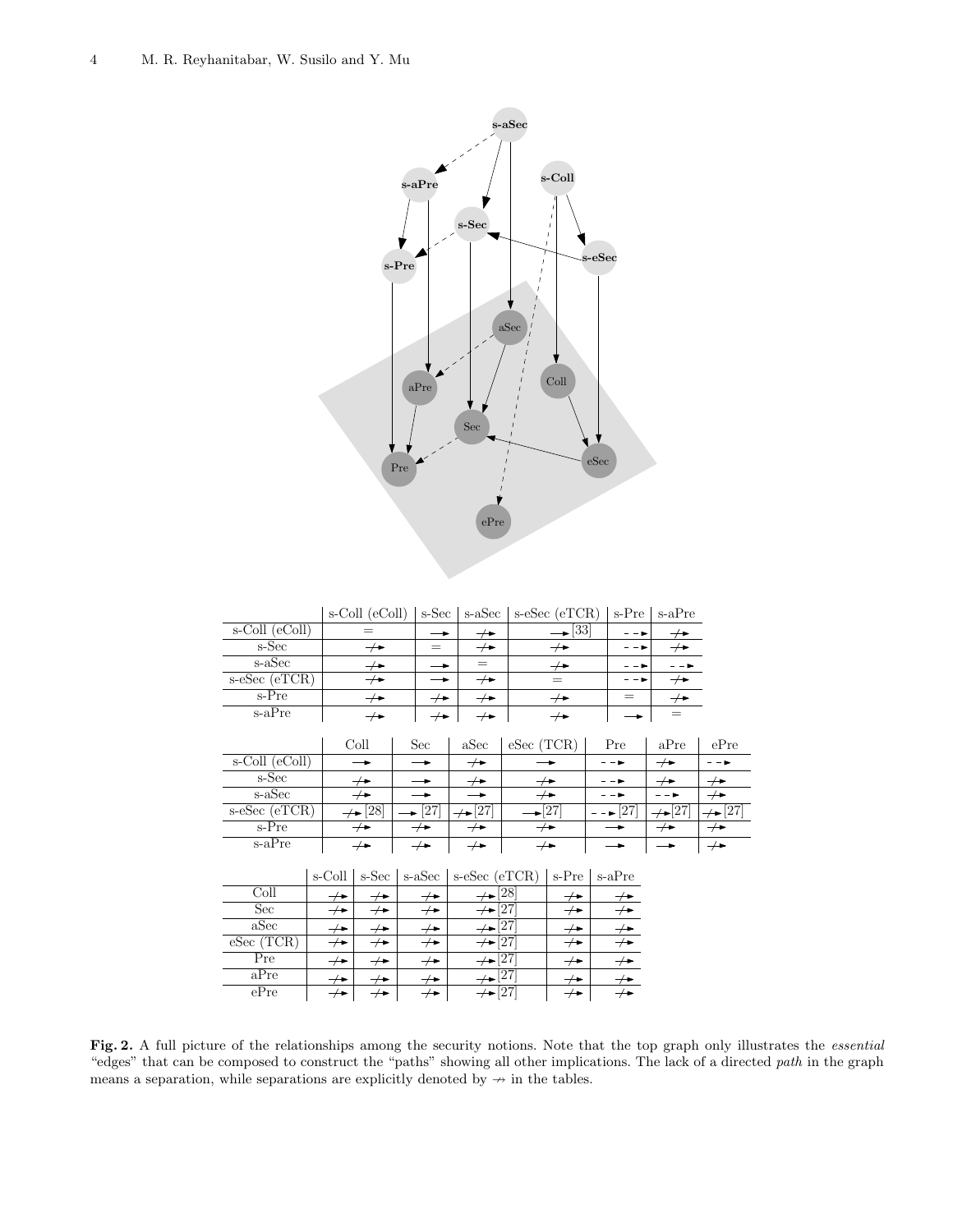| | s-Coll (eColl) | s-Sec | s-aSec | s-eSec (eTCR) | s-Pre | s-aPre |
|---|---|---|---|---|---|---|
| s-Coll (eColl) | = | → | ↛ | → [33] | - - ► | ↛ |
| s-Sec | ↛ | = | ↛ | ↛ | - - ► | ↛ |
| s-aSec | ↛ | → | = | ↛ | - - ► | - - ► |
| s-eSec (eTCR) | ↛ | → | ↛ | = | - - ► | ↛ |
| s-Pre | ↛ | ↛ | ↛ | ↛ | = | ↛ |
| s-aPre | ↛ | ↛ | ↛ | ↛ | → | = |

| | Coll | Sec | aSec | eSec (TCR) | Pre | aPre | ePre |
|---|---|---|---|---|---|---|---|
| s-Coll (eColl) | → | → | ↛ | → | - - ► | ↛ | - - ► |
| s-Sec | ↛ | → | ↛ | ↛ | - - ► | ↛ | ↛ |
| s-aSec | ↛ | → | → | ↛ | - - ► | - - ► | ↛ |
| s-eSec (eTCR) | ↛ [28] | → [27] | ↛ [27] | → [27] | - - ► [27] | ↛ [27] | ↛ [27] |
| s-Pre | ↛ | ↛ | ↛ | ↛ | → | ↛ | ↛ |
| s-aPre | ↛ | ↛ | ↛ | ↛ | → | → | ↛ |

| | s-Coll | s-Sec | s-aSec | s-eSec (eTCR) | s-Pre | s-aPre |
|---|---|---|---|---|---|---|
| Coll | ↛ | ↛ | ↛ | ↛ [28] | ↛ | ↛ |
| Sec | ↛ | ↛ | ↛ | ↛ [27] | ↛ | ↛ |
| aSec | ↛ | ↛ | ↛ | ↛ [27] | ↛ | ↛ |
| eSec (TCR) | ↛ | ↛ | ↛ | ↛ [27] | ↛ | ↛ |
| Pre | ↛ | ↛ | ↛ | ↛ [27] | ↛ | ↛ |
| aPre | ↛ | ↛ | ↛ | ↛ [27] | ↛ | ↛ |
| ePre | ↛ | ↛ | ↛ | ↛ [27] | ↛ | ↛ |

**Fig. 2.** A full picture of the relationships among the security notions. Note that the top graph only illustrates the *essential* "edges" that can be composed to construct the "paths" showing all other implications. The lack of a directed *path* in the graph means a separation, while separations are explicitly denoted by $\nrightarrow$ in the tables.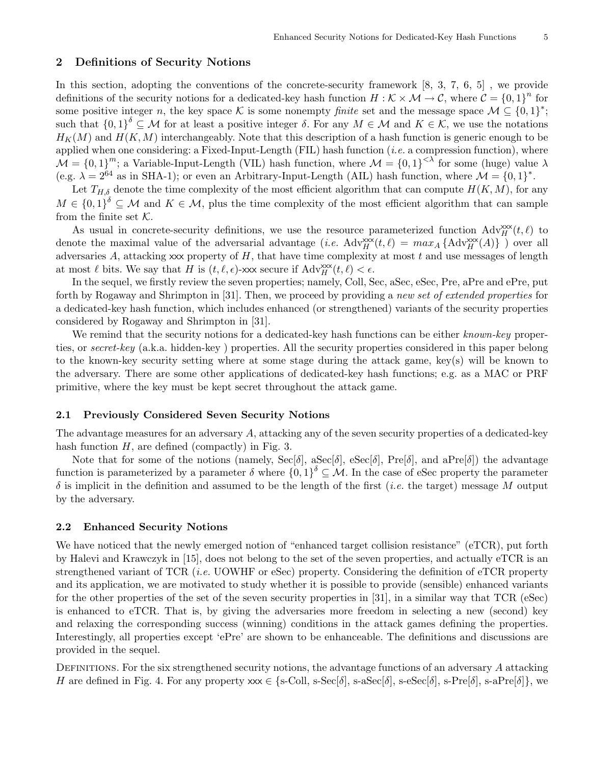## 2 Definitions of Security Notions

In this section, adopting the conventions of the concrete-security framework [8, 3, 7, 6, 5] , we provide definitions of the security notions for a dedicated-key hash function $H : \mathcal{K} \times \mathcal{M} \rightarrow \mathcal{C}$, where $\mathcal{C} = \{0,1\}^n$ for some positive integer $n$, the key space $\mathcal{K}$ is some nonempty *finite* set and the message space $\mathcal{M} \subseteq \{0,1\}^*$; such that $\{0,1\}^\delta \subseteq \mathcal{M}$ for at least a positive integer $\delta$. For any $M \in \mathcal{M}$ and $K \in \mathcal{K}$, we use the notations $H_K(M)$ and $H(K,M)$ interchangeably. Note that this description of a hash function is generic enough to be applied when one considering: a Fixed-Input-Length (FIL) hash function (*i.e.* a compression function), where $\mathcal{M} = \{0,1\}^m$; a Variable-Input-Length (VIL) hash function, where $\mathcal{M} = \{0,1\}^{<\lambda}$ for some (huge) value $\lambda$ (e.g. $\lambda = 2^{64}$ as in SHA-1); or even an Arbitrary-Input-Length (AIL) hash function, where $\mathcal{M} = \{0,1\}^*$.

Let $T_{H,\delta}$ denote the time complexity of the most efficient algorithm that can compute $H(K,M)$, for any $M \in \{0,1\}^\delta \subseteq \mathcal{M}$ and $K \in \mathcal{M}$, plus the time complexity of the most efficient algorithm that can sample from the finite set $\mathcal{K}$.

As usual in concrete-security definitions, we use the resource parameterized function $\text{Adv}_H^{\mathsf{xxx}}(t,\ell)$ to denote the maximal value of the adversarial advantage (*i.e.* $\text{Adv}_H^{\mathsf{xxx}}(t,\ell) = max_A\{\text{Adv}_H^{\mathsf{xxx}}(A)\}$ ) over all adversaries $A$, attacking xxx property of $H$, that have time complexity at most $t$ and use messages of length at most $\ell$ bits. We say that $H$ is $(t,\ell,\epsilon)$-xxx secure if $\text{Adv}_H^{\mathsf{xxx}}(t,\ell) < \epsilon$.

In the sequel, we firstly review the seven properties; namely, Coll, Sec, aSec, eSec, Pre, aPre and ePre, put forth by Rogaway and Shrimpton in [31]. Then, we proceed by providing a *new set of extended properties* for a dedicated-key hash function, which includes enhanced (or strengthened) variants of the security properties considered by Rogaway and Shrimpton in [31].

We remind that the security notions for a dedicated-key hash functions can be either *known-key* properties, or *secret-key* (a.k.a. hidden-key ) properties. All the security properties considered in this paper belong to the known-key security setting where at some stage during the attack game, key(s) will be known to the adversary. There are some other applications of dedicated-key hash functions; e.g. as a MAC or PRF primitive, where the key must be kept secret throughout the attack game.

### 2.1 Previously Considered Seven Security Notions

The advantage measures for an adversary $A$, attacking any of the seven security properties of a dedicated-key hash function $H$, are defined (compactly) in Fig. 3.

Note that for some of the notions (namely, Sec[$\delta$], aSec[$\delta$], eSec[$\delta$], Pre[$\delta$], and aPre[$\delta$]) the advantage function is parameterized by a parameter $\delta$ where $\{0,1\}^\delta \subseteq \mathcal{M}$. In the case of eSec property the parameter $\delta$ is implicit in the definition and assumed to be the length of the first (*i.e.* the target) message $M$ output by the adversary.

### 2.2 Enhanced Security Notions

We have noticed that the newly emerged notion of "enhanced target collision resistance" (eTCR), put forth by Halevi and Krawczyk in [15], does not belong to the set of the seven properties, and actually eTCR is an strengthened variant of TCR (*i.e.* UOWHF or eSec) property. Considering the definition of eTCR property and its application, we are motivated to study whether it is possible to provide (sensible) enhanced variants for the other properties of the set of the seven security properties in [31], in a similar way that TCR (eSec) is enhanced to eTCR. That is, by giving the adversaries more freedom in selecting a new (second) key and relaxing the corresponding success (winning) conditions in the attack games defining the properties. Interestingly, all properties except 'ePre' are shown to be enhanceable. The definitions and discussions are provided in the sequel.

Definitions. For the six strengthened security notions, the advantage functions of an adversary $A$ attacking $H$ are defined in Fig. 4. For any property xxx $\in$ {s-Coll, s-Sec[$\delta$], s-aSec[$\delta$], s-eSec[$\delta$], s-Pre[$\delta$], s-aPre[$\delta$]}, we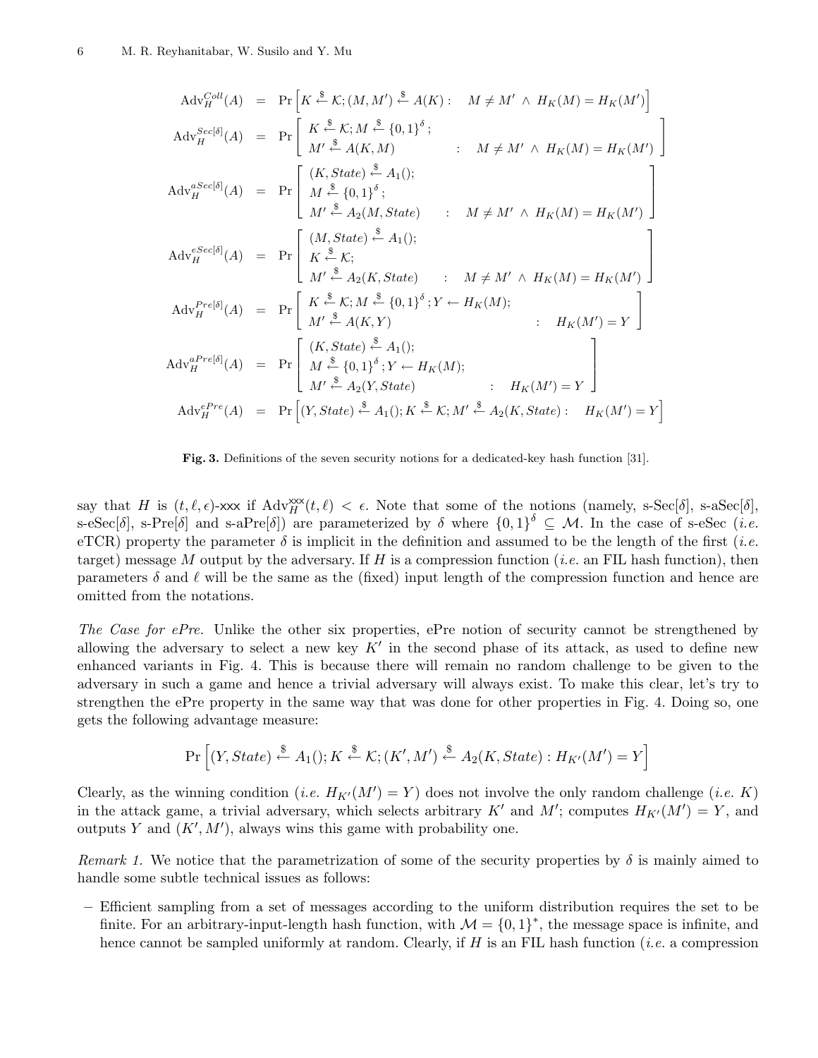$$\mathrm{Adv}_H^{Coll}(A) = \Pr\left[K \xleftarrow{\$} \mathcal{K}; (M, M') \xleftarrow{\$} A(K) : \quad M \neq M' \ \wedge \ H_K(M) = H_K(M')\right]$$

$$\mathrm{Adv}_H^{Sec[\delta]}(A) = \Pr\left[\begin{array}{l} K \xleftarrow{\$} \mathcal{K}; M \xleftarrow{\$} \{0,1\}^{\delta}; \\ M' \xleftarrow{\$} A(K, M) \qquad\qquad : \quad M \neq M' \ \wedge \ H_K(M) = H_K(M') \end{array}\right]$$

$$\mathrm{Adv}_H^{aSec[\delta]}(A) = \Pr\left[\begin{array}{l} (K, State) \xleftarrow{\$} A_1(); \\ M \xleftarrow{\$} \{0,1\}^{\delta}; \\ M' \xleftarrow{\$} A_2(M, State) \qquad : \quad M \neq M' \ \wedge \ H_K(M) = H_K(M') \end{array}\right]$$

$$\mathrm{Adv}_H^{eSec[\delta]}(A) = \Pr\left[\begin{array}{l} (M, State) \xleftarrow{\$} A_1(); \\ K \xleftarrow{\$} \mathcal{K}; \\ M' \xleftarrow{\$} A_2(K, State) \qquad : \quad M \neq M' \ \wedge \ H_K(M) = H_K(M') \end{array}\right]$$

$$\mathrm{Adv}_H^{Pre[\delta]}(A) = \Pr\left[\begin{array}{l} K \xleftarrow{\$} \mathcal{K}; M \xleftarrow{\$} \{0,1\}^{\delta}; Y \leftarrow H_K(M); \\ M' \xleftarrow{\$} A(K, Y) \qquad\qquad\qquad : \quad H_K(M') = Y \end{array}\right]$$

$$\mathrm{Adv}_H^{aPre[\delta]}(A) = \Pr\left[\begin{array}{l} (K, State) \xleftarrow{\$} A_1(); \\ M \xleftarrow{\$} \{0,1\}^{\delta}; Y \leftarrow H_K(M); \\ M' \xleftarrow{\$} A_2(Y, State) \qquad\qquad : \quad H_K(M') = Y \end{array}\right]$$

$$\mathrm{Adv}_H^{ePre}(A) = \Pr\left[(Y, State) \xleftarrow{\$} A_1(); K \xleftarrow{\$} \mathcal{K}; M' \xleftarrow{\$} A_2(K, State) : \quad H_K(M') = Y\right]$$

**Fig. 3.** Definitions of the seven security notions for a dedicated-key hash function [31].

say that $H$ is $(t, \ell, \epsilon)$-xxx if $\mathrm{Adv}_H^{\mathsf{xxx}}(t, \ell) < \epsilon$. Note that some of the notions (namely, s-Sec[$\delta$], s-aSec[$\delta$], s-eSec[$\delta$], s-Pre[$\delta$] and s-aPre[$\delta$]) are parameterized by $\delta$ where $\{0,1\}^{\delta} \subseteq \mathcal{M}$. In the case of s-eSec (*i.e.* eTCR) property the parameter $\delta$ is implicit in the definition and assumed to be the length of the first (*i.e.* target) message $M$ output by the adversary. If $H$ is a compression function (*i.e.* an FIL hash function), then parameters $\delta$ and $\ell$ will be the same as the (fixed) input length of the compression function and hence are omitted from the notations.

*The Case for ePre.* Unlike the other six properties, ePre notion of security cannot be strengthened by allowing the adversary to select a new key $K'$ in the second phase of its attack, as used to define new enhanced variants in Fig. 4. This is because there will remain no random challenge to be given to the adversary in such a game and hence a trivial adversary will always exist. To make this clear, let's try to strengthen the ePre property in the same way that was done for other properties in Fig. 4. Doing so, one gets the following advantage measure:

$$\Pr\left[(Y, State) \xleftarrow{\$} A_1(); K \xleftarrow{\$} \mathcal{K}; (K', M') \xleftarrow{\$} A_2(K, State) : H_{K'}(M') = Y\right]$$

Clearly, as the winning condition (*i.e.* $H_{K'}(M') = Y$) does not involve the only random challenge (*i.e.* $K$) in the attack game, a trivial adversary, which selects arbitrary $K'$ and $M'$; computes $H_{K'}(M') = Y$, and outputs $Y$ and $(K', M')$, always wins this game with probability one.

*Remark 1.* We notice that the parametrization of some of the security properties by $\delta$ is mainly aimed to handle some subtle technical issues as follows:

- Efficient sampling from a set of messages according to the uniform distribution requires the set to be finite. For an arbitrary-input-length hash function, with $\mathcal{M} = \{0,1\}^*$, the message space is infinite, and hence cannot be sampled uniformly at random. Clearly, if $H$ is an FIL hash function (*i.e.* a compression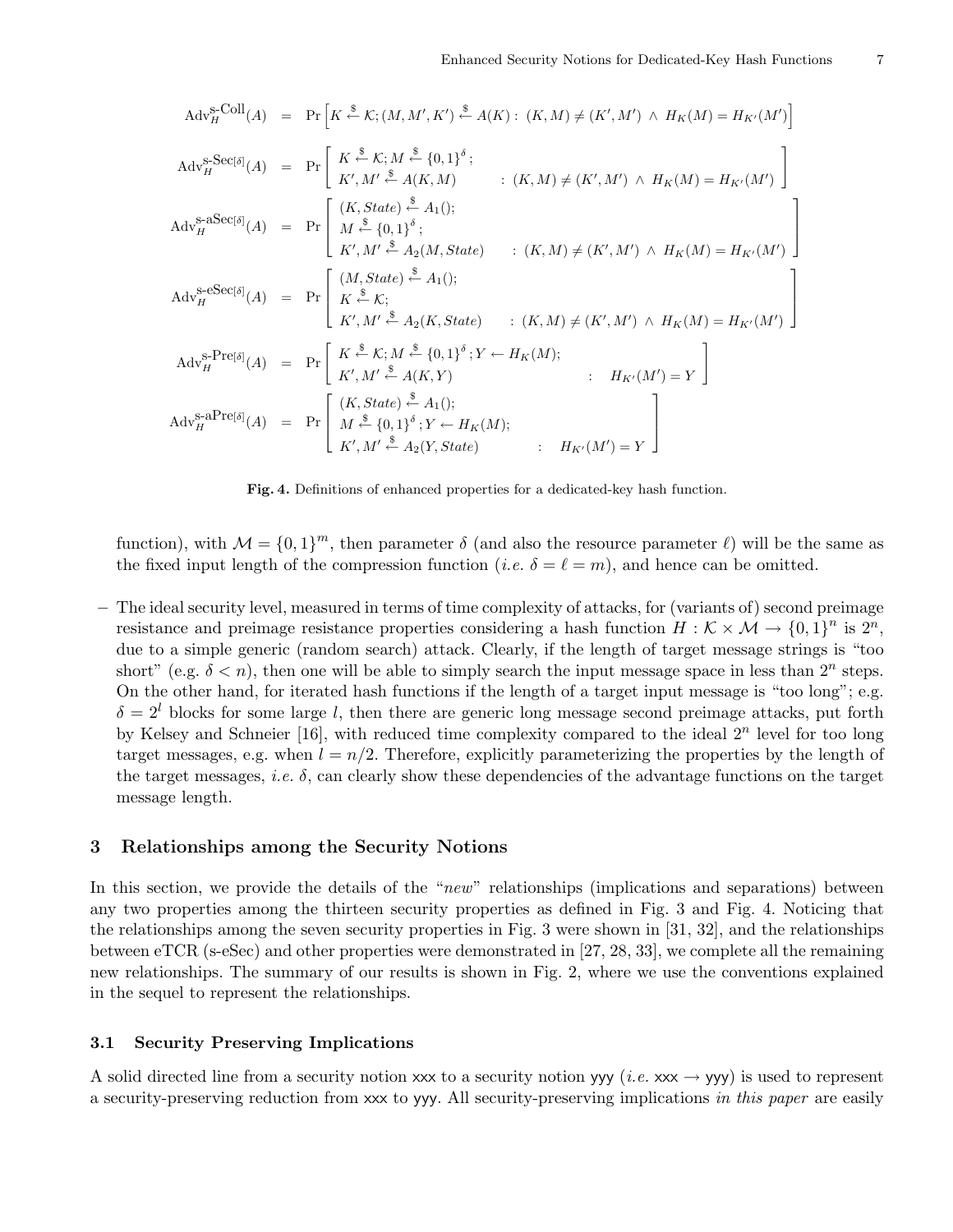$$\text{Adv}_H^{\text{s-Coll}}(A) = \Pr\left[K \xleftarrow{\$} \mathcal{K}; (M, M', K') \xleftarrow{\$} A(K) : (K, M) \neq (K', M') \wedge H_K(M) = H_{K'}(M')\right]$$

$$\text{Adv}_H^{\text{s-Sec}[\delta]}(A) = \Pr\left[\begin{array}{l} K \xleftarrow{\$} \mathcal{K}; M \xleftarrow{\$} \{0,1\}^{\delta}; \\ K', M' \xleftarrow{\$} A(K, M) \end{array} : (K, M) \neq (K', M') \wedge H_K(M) = H_{K'}(M')\right]$$

$$\text{Adv}_H^{\text{s-aSec}[\delta]}(A) = \Pr\left[\begin{array}{l} (K, State) \xleftarrow{\$} A_1(); \\ M \xleftarrow{\$} \{0,1\}^{\delta}; \\ K', M' \xleftarrow{\$} A_2(M, State) \end{array} : (K, M) \neq (K', M') \wedge H_K(M) = H_{K'}(M')\right]$$

$$\text{Adv}_H^{\text{s-eSec}[\delta]}(A) = \Pr\left[\begin{array}{l} (M, State) \xleftarrow{\$} A_1(); \\ K \xleftarrow{\$} \mathcal{K}; \\ K', M' \xleftarrow{\$} A_2(K, State) \end{array} : (K, M) \neq (K', M') \wedge H_K(M) = H_{K'}(M')\right]$$

$$\text{Adv}_H^{\text{s-Pre}[\delta]}(A) = \Pr\left[\begin{array}{l} K \xleftarrow{\$} \mathcal{K}; M \xleftarrow{\$} \{0,1\}^{\delta}; Y \leftarrow H_K(M); \\ K', M' \xleftarrow{\$} A(K, Y) \end{array} : H_{K'}(M') = Y\right]$$

$$\text{Adv}_H^{\text{s-aPre}[\delta]}(A) = \Pr\left[\begin{array}{l} (K, State) \xleftarrow{\$} A_1(); \\ M \xleftarrow{\$} \{0,1\}^{\delta}; Y \leftarrow H_K(M); \\ K', M' \xleftarrow{\$} A_2(Y, State) \end{array} : H_{K'}(M') = Y\right]$$

**Fig. 4.** Definitions of enhanced properties for a dedicated-key hash function.

function), with $\mathcal{M} = \{0,1\}^m$, then parameter $\delta$ (and also the resource parameter $\ell$) will be the same as the fixed input length of the compression function (*i.e.* $\delta = \ell = m$), and hence can be omitted.

– The ideal security level, measured in terms of time complexity of attacks, for (variants of) second preimage resistance and preimage resistance properties considering a hash function $H : \mathcal{K} \times \mathcal{M} \rightarrow \{0,1\}^n$ is $2^n$, due to a simple generic (random search) attack. Clearly, if the length of target message strings is "too short" (e.g. $\delta < n$), then one will be able to simply search the input message space in less than $2^n$ steps. On the other hand, for iterated hash functions if the length of a target input message is "too long"; e.g. $\delta = 2^l$ blocks for some large $l$, then there are generic long message second preimage attacks, put forth by Kelsey and Schneier [16], with reduced time complexity compared to the ideal $2^n$ level for too long target messages, e.g. when $l = n/2$. Therefore, explicitly parameterizing the properties by the length of the target messages, *i.e.* $\delta$, can clearly show these dependencies of the advantage functions on the target message length.

## 3 Relationships among the Security Notions

In this section, we provide the details of the "*new*" relationships (implications and separations) between any two properties among the thirteen security properties as defined in Fig. 3 and Fig. 4. Noticing that the relationships among the seven security properties in Fig. 3 were shown in [31, 32], and the relationships between eTCR (s-eSec) and other properties were demonstrated in [27, 28, 33], we complete all the remaining new relationships. The summary of our results is shown in Fig. 2, where we use the conventions explained in the sequel to represent the relationships.

### 3.1 Security Preserving Implications

A solid directed line from a security notion xxx to a security notion yyy (*i.e.* xxx → yyy) is used to represent a security-preserving reduction from xxx to yyy. All security-preserving implications *in this paper* are easily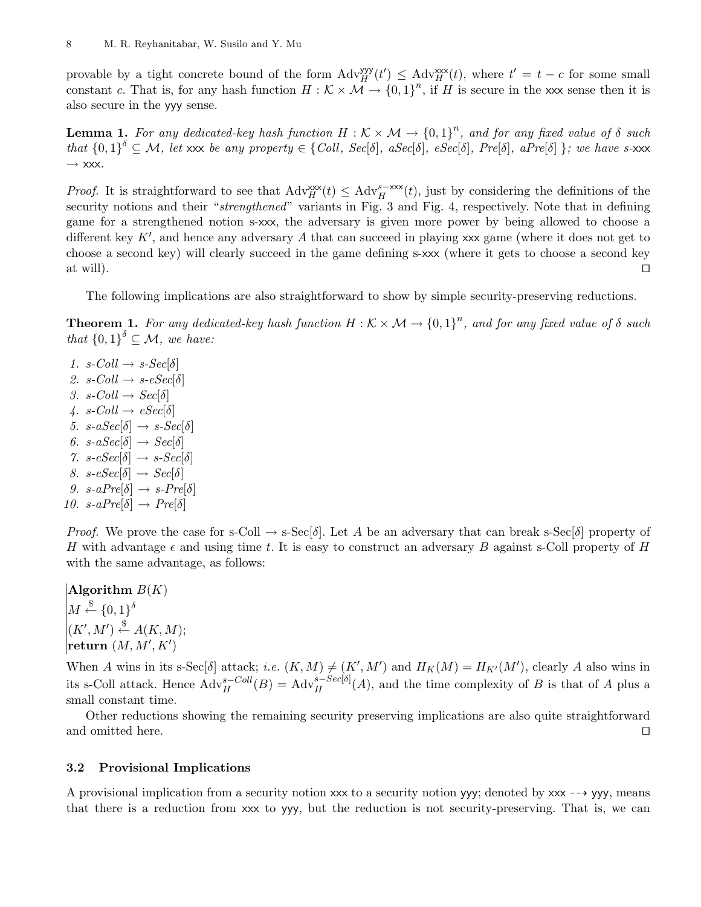provable by a tight concrete bound of the form $\mathrm{Adv}_H^{\mathsf{yyy}}(t') \leq \mathrm{Adv}_H^{\mathsf{xxx}}(t)$, where $t' = t - c$ for some small constant $c$. That is, for any hash function $H : \mathcal{K} \times \mathcal{M} \rightarrow \{0,1\}^n$, if $H$ is secure in the xxx sense then it is also secure in the yyy sense.

**Lemma 1.** *For any dedicated-key hash function $H : \mathcal{K} \times \mathcal{M} \rightarrow \{0,1\}^n$, and for any fixed value of $\delta$ such that $\{0,1\}^\delta \subseteq \mathcal{M}$, let* xxx *be any property* $\in$ {*Coll, Sec*[$\delta$]*, aSec*[$\delta$]*, eSec*[$\delta$]*, Pre*[$\delta$]*, aPre*[$\delta$] }*; we have s-*xxx $\rightarrow$ xxx*.*

*Proof.* It is straightforward to see that $\mathrm{Adv}_H^{\mathsf{xxx}}(t) \leq \mathrm{Adv}_H^{s-\mathsf{xxx}}(t)$, just by considering the definitions of the security notions and their "*strengthened*" variants in Fig. 3 and Fig. 4, respectively. Note that in defining game for a strengthened notion s-xxx, the adversary is given more power by being allowed to choose a different key $K'$, and hence any adversary $A$ that can succeed in playing xxx game (where it does not get to choose a second key) will clearly succeed in the game defining s-xxx (where it gets to choose a second key at will). □

The following implications are also straightforward to show by simple security-preserving reductions.

**Theorem 1.** *For any dedicated-key hash function $H : \mathcal{K} \times \mathcal{M} \rightarrow \{0,1\}^n$, and for any fixed value of $\delta$ such that $\{0,1\}^\delta \subseteq \mathcal{M}$, we have:*

1. *s-Coll* $\rightarrow$ *s-Sec*[$\delta$]
2. *s-Coll* $\rightarrow$ *s-eSec*[$\delta$]
3. *s-Coll* $\rightarrow$ *Sec*[$\delta$]
4. *s-Coll* $\rightarrow$ *eSec*[$\delta$]
5. *s-aSec*[$\delta$] $\rightarrow$ *s-Sec*[$\delta$]
6. *s-aSec*[$\delta$] $\rightarrow$ *Sec*[$\delta$]
7. *s-eSec*[$\delta$] $\rightarrow$ *s-Sec*[$\delta$]
8. *s-eSec*[$\delta$] $\rightarrow$ *Sec*[$\delta$]
9. *s-aPre*[$\delta$] $\rightarrow$ *s-Pre*[$\delta$]
10. *s-aPre*[$\delta$] $\rightarrow$ *Pre*[$\delta$]

*Proof.* We prove the case for s-Coll $\rightarrow$ s-Sec[$\delta$]. Let $A$ be an adversary that can break s-Sec[$\delta$] property of $H$ with advantage $\epsilon$ and using time $t$. It is easy to construct an adversary $B$ against s-Coll property of $H$ with the same advantage, as follows:

**Algorithm** $B(K)$
$M \xleftarrow{\$} \{0,1\}^\delta$
$(K', M') \xleftarrow{\$} A(K, M)$;
**return** $(M, M', K')$

When $A$ wins in its s-Sec[$\delta$] attack; *i.e.* $(K, M) \neq (K', M')$ and $H_K(M) = H_{K'}(M')$, clearly $A$ also wins in its s-Coll attack. Hence $\mathrm{Adv}_H^{s-Coll}(B) = \mathrm{Adv}_H^{s-Sec[\delta]}(A)$, and the time complexity of $B$ is that of $A$ plus a small constant time.

Other reductions showing the remaining security preserving implications are also quite straightforward and omitted here. □

### 3.2 Provisional Implications

A provisional implication from a security notion xxx to a security notion yyy; denoted by xxx $\dashrightarrow$ yyy, means that there is a reduction from xxx to yyy, but the reduction is not security-preserving. That is, we can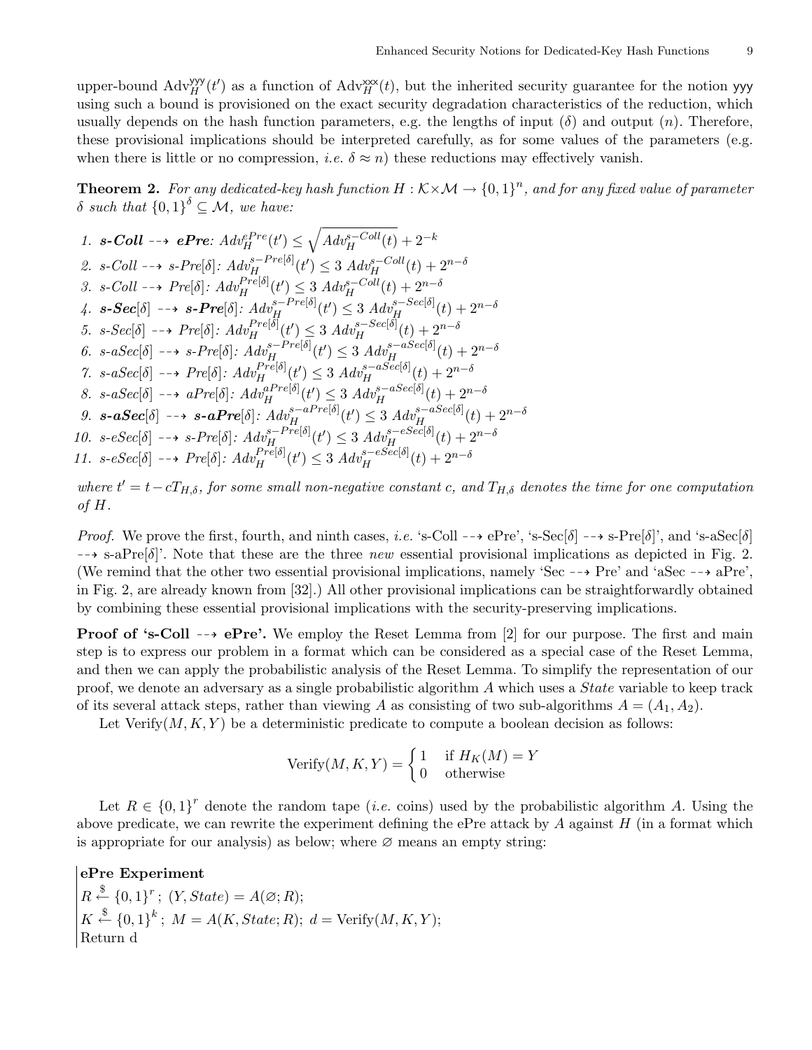upper-bound $\mathrm{Adv}_H^{\mathsf{yyy}}(t')$ as a function of $\mathrm{Adv}_H^{\mathsf{xxx}}(t)$, but the inherited security guarantee for the notion yyy using such a bound is provisioned on the exact security degradation characteristics of the reduction, which usually depends on the hash function parameters, e.g. the lengths of input ($\delta$) and output ($n$). Therefore, these provisional implications should be interpreted carefully, as for some values of the parameters (e.g. when there is little or no compression, *i.e.* $\delta \approx n$) these reductions may effectively vanish.

**Theorem 2.** *For any dedicated-key hash function $H : \mathcal{K} \times \mathcal{M} \rightarrow \{0,1\}^n$, and for any fixed value of parameter $\delta$ such that $\{0,1\}^\delta \subseteq \mathcal{M}$, we have:*

1. ***s-Coll*** $\dashrightarrow$ ***ePre***: $Adv_H^{ePre}(t') \leq \sqrt{Adv_H^{s-Coll}(t)} + 2^{-k}$
2. *s-Coll* $\dashrightarrow$ *s-Pre*[$\delta$]: $Adv_H^{s-Pre[\delta]}(t') \leq 3\ Adv_H^{s-Coll}(t) + 2^{n-\delta}$
3. *s-Coll* $\dashrightarrow$ *Pre*[$\delta$]: $Adv_H^{Pre[\delta]}(t') \leq 3\ Adv_H^{s-Coll}(t) + 2^{n-\delta}$
4. ***s-Sec***[$\delta$] $\dashrightarrow$ ***s-Pre***[$\delta$]: $Adv_H^{s-Pre[\delta]}(t') \leq 3\ Adv_H^{s-Sec[\delta]}(t) + 2^{n-\delta}$
5. *s-Sec*[$\delta$] $\dashrightarrow$ *Pre*[$\delta$]: $Adv_H^{Pre[\delta]}(t') \leq 3\ Adv_H^{s-Sec[\delta]}(t) + 2^{n-\delta}$
6. *s-aSec*[$\delta$] $\dashrightarrow$ *s-Pre*[$\delta$]: $Adv_H^{s-Pre[\delta]}(t') \leq 3\ Adv_H^{s-aSec[\delta]}(t) + 2^{n-\delta}$
7. *s-aSec*[$\delta$] $\dashrightarrow$ *Pre*[$\delta$]: $Adv_H^{Pre[\delta]}(t') \leq 3\ Adv_H^{s-aSec[\delta]}(t) + 2^{n-\delta}$
8. *s-aSec*[$\delta$] $\dashrightarrow$ *aPre*[$\delta$]: $Adv_H^{aPre[\delta]}(t') \leq 3\ Adv_H^{s-aSec[\delta]}(t) + 2^{n-\delta}$
9. ***s-aSec***[$\delta$] $\dashrightarrow$ ***s-aPre***[$\delta$]: $Adv_H^{s-aPre[\delta]}(t') \leq 3\ Adv_H^{s-aSec[\delta]}(t) + 2^{n-\delta}$
10. *s-eSec*[$\delta$] $\dashrightarrow$ *s-Pre*[$\delta$]: $Adv_H^{s-Pre[\delta]}(t') \leq 3\ Adv_H^{s-eSec[\delta]}(t) + 2^{n-\delta}$
11. *s-eSec*[$\delta$] $\dashrightarrow$ *Pre*[$\delta$]: $Adv_H^{Pre[\delta]}(t') \leq 3\ Adv_H^{s-eSec[\delta]}(t) + 2^{n-\delta}$

*where $t' = t - cT_{H,\delta}$, for some small non-negative constant c, and $T_{H,\delta}$ denotes the time for one computation of H.*

*Proof.* We prove the first, fourth, and ninth cases, *i.e.* 's-Coll $\dashrightarrow$ ePre', 's-Sec[$\delta$] $\dashrightarrow$ s-Pre[$\delta$]', and 's-aSec[$\delta$] $\dashrightarrow$ s-aPre[$\delta$]'. Note that these are the three *new* essential provisional implications as depicted in Fig. 2. (We remind that the other two essential provisional implications, namely 'Sec $\dashrightarrow$ Pre' and 'aSec $\dashrightarrow$ aPre', in Fig. 2, are already known from [32].) All other provisional implications can be straightforwardly obtained by combining these essential provisional implications with the security-preserving implications.

**Proof of 's-Coll $\dashrightarrow$ ePre'.** We employ the Reset Lemma from [2] for our purpose. The first and main step is to express our problem in a format which can be considered as a special case of the Reset Lemma, and then we can apply the probabilistic analysis of the Reset Lemma. To simplify the representation of our proof, we denote an adversary as a single probabilistic algorithm $A$ which uses a *State* variable to keep track of its several attack steps, rather than viewing $A$ as consisting of two sub-algorithms $A = (A_1, A_2)$.

Let $\mathrm{Verify}(M, K, Y)$ be a deterministic predicate to compute a boolean decision as follows:

$$\mathrm{Verify}(M, K, Y) = \begin{cases} 1 & \text{if } H_K(M) = Y \\ 0 & \text{otherwise} \end{cases}$$

Let $R \in \{0,1\}^r$ denote the random tape (*i.e.* coins) used by the probabilistic algorithm $A$. Using the above predicate, we can rewrite the experiment defining the ePre attack by $A$ against $H$ (in a format which is appropriate for our analysis) as below; where $\varnothing$ means an empty string:

**ePre Experiment**
$R \xleftarrow{\$} \{0,1\}^r$; $(Y, State) = A(\varnothing; R)$;
$K \xleftarrow{\$} \{0,1\}^k$; $M = A(K, State; R)$; $d = \mathrm{Verify}(M, K, Y)$;
Return d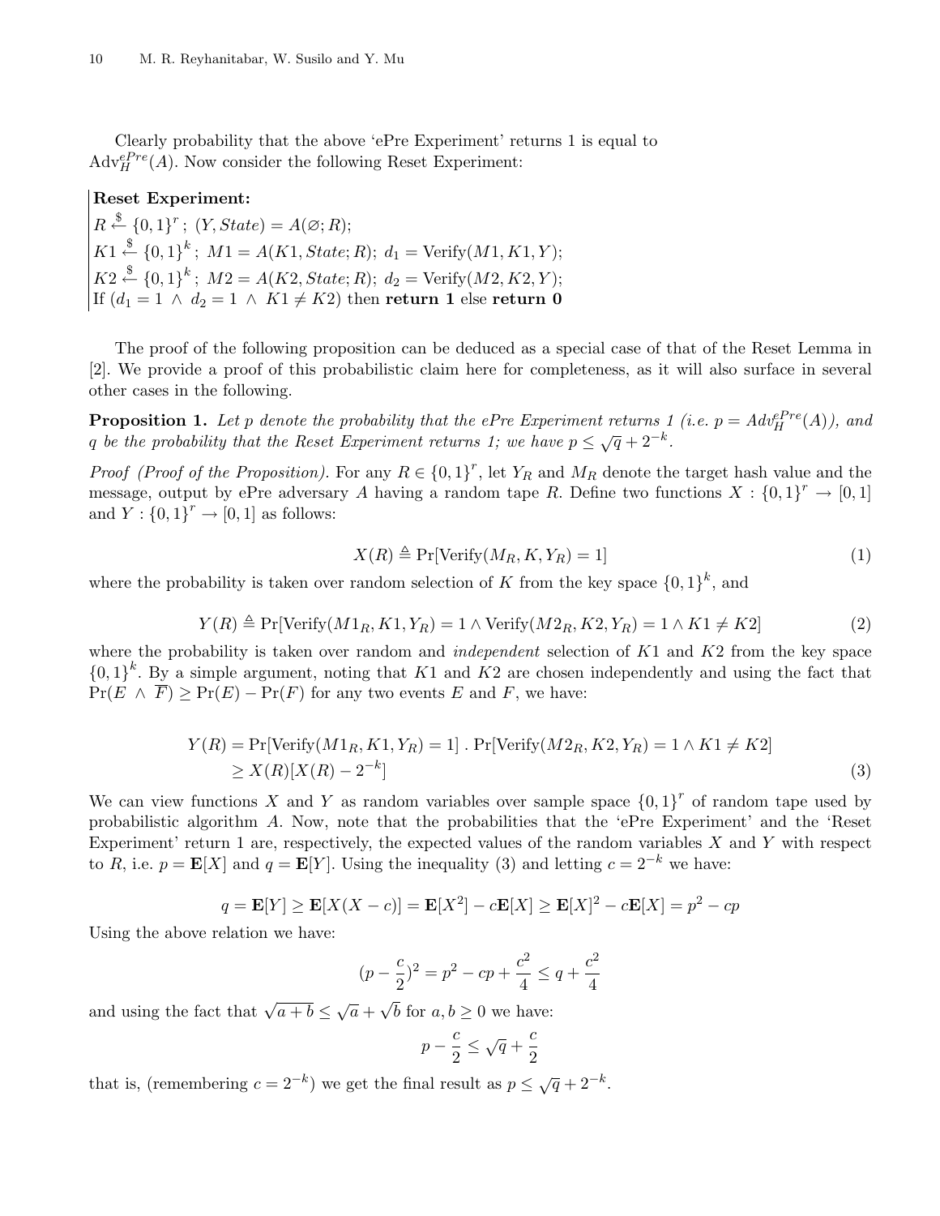Clearly probability that the above 'ePre Experiment' returns 1 is equal to $\text{Adv}_H^{ePre}(A)$. Now consider the following Reset Experiment:

**Reset Experiment:**
$R \xleftarrow{\$} \{0,1\}^r$ ; $(Y, State) = A(\varnothing; R)$;
$K1 \xleftarrow{\$} \{0,1\}^k$ ; $M1 = A(K1, State; R)$; $d_1 = \text{Verify}(M1, K1, Y)$;
$K2 \xleftarrow{\$} \{0,1\}^k$ ; $M2 = A(K2, State; R)$; $d_2 = \text{Verify}(M2, K2, Y)$;
If $(d_1 = 1 \wedge d_2 = 1 \wedge K1 \neq K2)$ then **return 1** else **return 0**

The proof of the following proposition can be deduced as a special case of that of the Reset Lemma in [2]. We provide a proof of this probabilistic claim here for completeness, as it will also surface in several other cases in the following.

**Proposition 1.** *Let $p$ denote the probability that the ePre Experiment returns 1 (i.e. $p = Adv_H^{ePre}(A)$), and $q$ be the probability that the Reset Experiment returns 1; we have $p \leq \sqrt{q} + 2^{-k}$.*

*Proof (Proof of the Proposition).* For any $R \in \{0,1\}^r$, let $Y_R$ and $M_R$ denote the target hash value and the message, output by ePre adversary $A$ having a random tape $R$. Define two functions $X : \{0,1\}^r \to [0,1]$ and $Y : \{0,1\}^r \to [0,1]$ as follows:

$$X(R) \triangleq \Pr[\text{Verify}(M_R, K, Y_R) = 1] \tag{1}$$

where the probability is taken over random selection of $K$ from the key space $\{0,1\}^k$, and

$$Y(R) \triangleq \Pr[\text{Verify}(M1_R, K1, Y_R) = 1 \wedge \text{Verify}(M2_R, K2, Y_R) = 1 \wedge K1 \neq K2] \tag{2}$$

where the probability is taken over random and *independent* selection of $K1$ and $K2$ from the key space $\{0,1\}^k$. By a simple argument, noting that $K1$ and $K2$ are chosen independently and using the fact that $\Pr(E \wedge \overline{F}) \geq \Pr(E) - \Pr(F)$ for any two events $E$ and $F$, we have:

$$\begin{aligned} Y(R) &= \Pr[\text{Verify}(M1_R, K1, Y_R) = 1] \cdot \Pr[\text{Verify}(M2_R, K2, Y_R) = 1 \wedge K1 \neq K2] \\ &\geq X(R)[X(R) - 2^{-k}] \end{aligned} \tag{3}$$

We can view functions $X$ and $Y$ as random variables over sample space $\{0,1\}^r$ of random tape used by probabilistic algorithm $A$. Now, note that the probabilities that the 'ePre Experiment' and the 'Reset Experiment' return 1 are, respectively, the expected values of the random variables $X$ and $Y$ with respect to $R$, i.e. $p = \mathbf{E}[X]$ and $q = \mathbf{E}[Y]$. Using the inequality (3) and letting $c = 2^{-k}$ we have:

$$q = \mathbf{E}[Y] \geq \mathbf{E}[X(X - c)] = \mathbf{E}[X^2] - c\mathbf{E}[X] \geq \mathbf{E}[X]^2 - c\mathbf{E}[X] = p^2 - cp$$

Using the above relation we have:

$$(p - \frac{c}{2})^2 = p^2 - cp + \frac{c^2}{4} \leq q + \frac{c^2}{4}$$

and using the fact that $\sqrt{a+b} \leq \sqrt{a} + \sqrt{b}$ for $a, b \geq 0$ we have:

$$p - \frac{c}{2} \leq \sqrt{q} + \frac{c}{2}$$

that is, (remembering $c = 2^{-k}$) we get the final result as $p \leq \sqrt{q} + 2^{-k}$.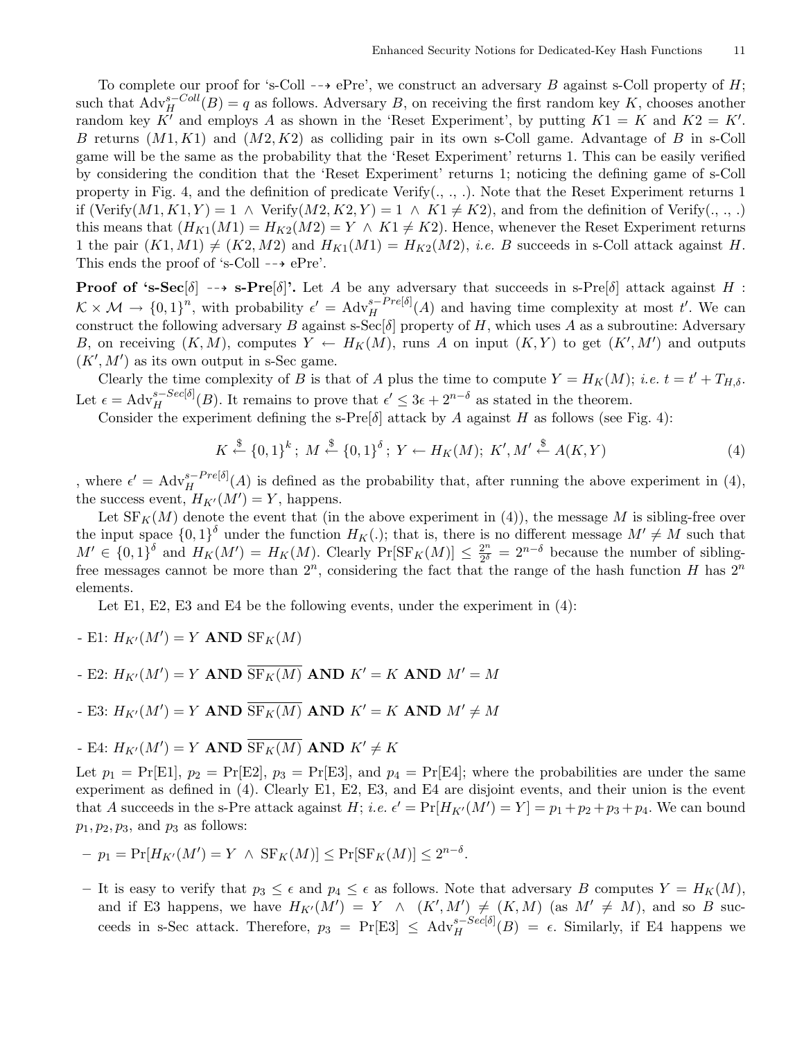To complete our proof for 's-Coll ⇢ ePre', we construct an adversary $B$ against s-Coll property of $H$; such that $\mathrm{Adv}_H^{s-Coll}(B) = q$ as follows. Adversary $B$, on receiving the first random key $K$, chooses another random key $K'$ and employs $A$ as shown in the 'Reset Experiment', by putting $K1 = K$ and $K2 = K'$. $B$ returns $(M1, K1)$ and $(M2, K2)$ as colliding pair in its own s-Coll game. Advantage of $B$ in s-Coll game will be the same as the probability that the 'Reset Experiment' returns 1. This can be easily verified by considering the condition that the 'Reset Experiment' returns 1; noticing the defining game of s-Coll property in Fig. 4, and the definition of predicate Verify(., ., .). Note that the Reset Experiment returns 1 if $(\mathrm{Verify}(M1, K1, Y) = 1 \wedge \mathrm{Verify}(M2, K2, Y) = 1 \wedge K1 \neq K2)$, and from the definition of Verify(., ., .) this means that $(H_{K1}(M1) = H_{K2}(M2) = Y \wedge K1 \neq K2)$. Hence, whenever the Reset Experiment returns 1 the pair $(K1, M1) \neq (K2, M2)$ and $H_{K1}(M1) = H_{K2}(M2)$, *i.e.* $B$ succeeds in s-Coll attack against $H$. This ends the proof of 's-Coll ⇢ ePre'.

**Proof of 's-Sec[$\delta$] ⇢ s-Pre[$\delta$]'.** Let $A$ be any adversary that succeeds in s-Pre[$\delta$] attack against $H : \mathcal{K} \times \mathcal{M} \to \{0,1\}^n$, with probability $\epsilon' = \mathrm{Adv}_H^{s-Pre[\delta]}(A)$ and having time complexity at most $t'$. We can construct the following adversary $B$ against s-Sec[$\delta$] property of $H$, which uses $A$ as a subroutine: Adversary $B$, on receiving $(K, M)$, computes $Y \leftarrow H_K(M)$, runs $A$ on input $(K, Y)$ to get $(K', M')$ and outputs $(K', M')$ as its own output in s-Sec game.

Clearly the time complexity of $B$ is that of $A$ plus the time to compute $Y = H_K(M)$; *i.e.* $t = t' + T_{H,\delta}$. Let $\epsilon = \mathrm{Adv}_H^{s-Sec[\delta]}(B)$. It remains to prove that $\epsilon' \leq 3\epsilon + 2^{n-\delta}$ as stated in the theorem.

Consider the experiment defining the s-Pre[$\delta$] attack by $A$ against $H$ as follows (see Fig. 4):

$$K \xleftarrow{\$} \{0,1\}^k\, ;\; M \xleftarrow{\$} \{0,1\}^\delta\, ;\; Y \leftarrow H_K(M);\; K', M' \xleftarrow{\$} A(K, Y) \tag{4}$$

, where $\epsilon' = \mathrm{Adv}_H^{s-Pre[\delta]}(A)$ is defined as the probability that, after running the above experiment in (4), the success event, $H_{K'}(M') = Y$, happens.

Let $\mathrm{SF}_K(M)$ denote the event that (in the above experiment in (4)), the message $M$ is sibling-free over the input space $\{0,1\}^\delta$ under the function $H_K(.)$; that is, there is no different message $M' \neq M$ such that $M' \in \{0,1\}^\delta$ and $H_K(M') = H_K(M)$. Clearly $\Pr[\mathrm{SF}_K(M)] \leq \frac{2^n}{2^\delta} = 2^{n-\delta}$ because the number of sibling-free messages cannot be more than $2^n$, considering the fact that the range of the hash function $H$ has $2^n$ elements.

Let E1, E2, E3 and E4 be the following events, under the experiment in (4):

- E1: $H_{K'}(M') = Y$ **AND** $\mathrm{SF}_K(M)$

- E2: $H_{K'}(M') = Y$ **AND** $\overline{\mathrm{SF}_K(M)}$ **AND** $K' = K$ **AND** $M' = M$

- E3: $H_{K'}(M') = Y$ **AND** $\overline{\mathrm{SF}_K(M)}$ **AND** $K' = K$ **AND** $M' \neq M$

- E4: $H_{K'}(M') = Y$ **AND** $\overline{\mathrm{SF}_K(M)}$ **AND** $K' \neq K$

Let $p_1 = \Pr[\mathrm{E1}]$, $p_2 = \Pr[\mathrm{E2}]$, $p_3 = \Pr[\mathrm{E3}]$, and $p_4 = \Pr[\mathrm{E4}]$; where the probabilities are under the same experiment as defined in (4). Clearly E1, E2, E3, and E4 are disjoint events, and their union is the event that $A$ succeeds in the s-Pre attack against $H$; *i.e.* $\epsilon' = \Pr[H_{K'}(M') = Y] = p_1 + p_2 + p_3 + p_4$. We can bound $p_1, p_2, p_3$, and $p_3$ as follows:

- $p_1 = \Pr[H_{K'}(M') = Y \wedge \mathrm{SF}_K(M)] \leq \Pr[\mathrm{SF}_K(M)] \leq 2^{n-\delta}$.

- It is easy to verify that $p_3 \leq \epsilon$ and $p_4 \leq \epsilon$ as follows. Note that adversary $B$ computes $Y = H_K(M)$, and if E3 happens, we have $H_{K'}(M') = Y \;\wedge\; (K', M') \neq (K, M)$ (as $M' \neq M$), and so $B$ succeeds in s-Sec attack. Therefore, $p_3 = \Pr[\mathrm{E3}] \leq \mathrm{Adv}_H^{s-Sec[\delta]}(B) = \epsilon$. Similarly, if E4 happens we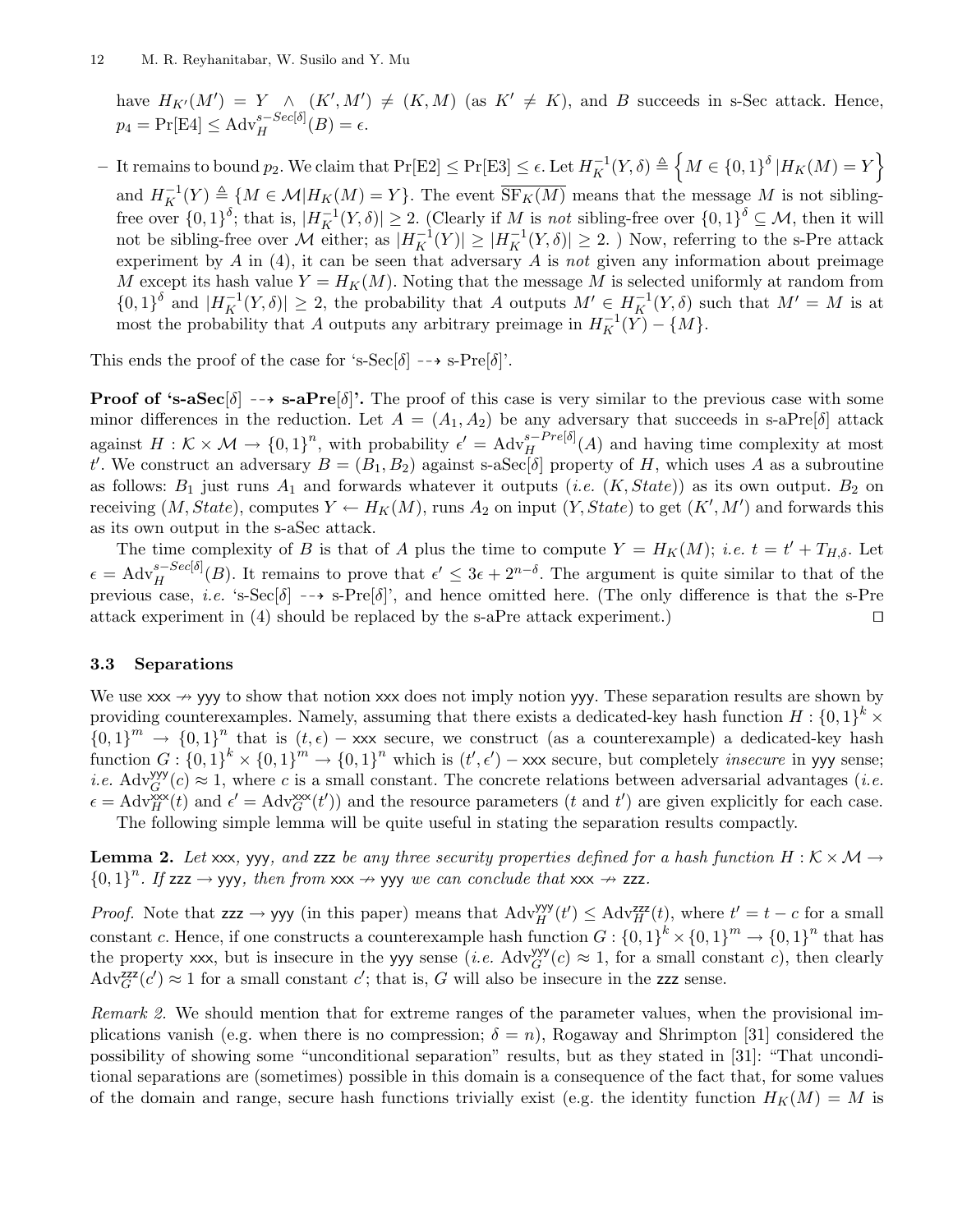have $H_{K'}(M') = Y \ \wedge \ (K', M') \neq (K, M)$ (as $K' \neq K$), and $B$ succeeds in s-Sec attack. Hence, $p_4 = \Pr[\text{E4}] \leq \text{Adv}_H^{s-Sec[\delta]}(B) = \epsilon$.

– It remains to bound $p_2$. We claim that $\Pr[\text{E2}] \leq \Pr[\text{E3}] \leq \epsilon$. Let $H_K^{-1}(Y, \delta) \triangleq \left\{M \in \{0,1\}^{\delta} \,|H_K(M) = Y\right\}$ and $H_K^{-1}(Y) \triangleq \{M \in \mathcal{M}|H_K(M) = Y\}$. The event $\overline{\text{SF}_K(M)}$ means that the message $M$ is not sibling-free over $\{0,1\}^{\delta}$; that is, $|H_K^{-1}(Y, \delta)| \geq 2$. (Clearly if $M$ is *not* sibling-free over $\{0,1\}^{\delta} \subseteq \mathcal{M}$, then it will not be sibling-free over $\mathcal{M}$ either; as $|H_K^{-1}(Y)| \geq |H_K^{-1}(Y, \delta)| \geq 2$. ) Now, referring to the s-Pre attack experiment by $A$ in (4), it can be seen that adversary $A$ is *not* given any information about preimage $M$ except its hash value $Y = H_K(M)$. Noting that the message $M$ is selected uniformly at random from $\{0,1\}^{\delta}$ and $|H_K^{-1}(Y, \delta)| \geq 2$, the probability that $A$ outputs $M' \in H_K^{-1}(Y, \delta)$ such that $M' = M$ is at most the probability that $A$ outputs any arbitrary preimage in $H_K^{-1}(Y) - \{M\}$.

This ends the proof of the case for 's-Sec[$\delta$] $\dashrightarrow$ s-Pre[$\delta$]'.

**Proof of 's-aSec[$\delta$] $\dashrightarrow$ s-aPre[$\delta$]'.** The proof of this case is very similar to the previous case with some minor differences in the reduction. Let $A = (A_1, A_2)$ be any adversary that succeeds in s-aPre[$\delta$] attack against $H : \mathcal{K} \times \mathcal{M} \rightarrow \{0,1\}^n$, with probability $\epsilon' = \text{Adv}_H^{s-Pre[\delta]}(A)$ and having time complexity at most $t'$. We construct an adversary $B = (B_1, B_2)$ against s-aSec[$\delta$] property of $H$, which uses $A$ as a subroutine as follows: $B_1$ just runs $A_1$ and forwards whatever it outputs (*i.e.* $(K, State)$) as its own output. $B_2$ on receiving $(M, State)$, computes $Y \leftarrow H_K(M)$, runs $A_2$ on input $(Y, State)$ to get $(K', M')$ and forwards this as its own output in the s-aSec attack.

The time complexity of $B$ is that of $A$ plus the time to compute $Y = H_K(M)$; *i.e.* $t = t' + T_{H,\delta}$. Let $\epsilon = \text{Adv}_H^{s-Sec[\delta]}(B)$. It remains to prove that $\epsilon' \leq 3\epsilon + 2^{n-\delta}$. The argument is quite similar to that of the previous case, *i.e.* 's-Sec[$\delta$] $\dashrightarrow$ s-Pre[$\delta$]', and hence omitted here. (The only difference is that the s-Pre attack experiment in (4) should be replaced by the s-aPre attack experiment.) ◻

### 3.3 Separations

We use xxx $\nrightarrow$ yyy to show that notion xxx does not imply notion yyy. These separation results are shown by providing counterexamples. Namely, assuming that there exists a dedicated-key hash function $H : \{0,1\}^k \times \{0,1\}^m \rightarrow \{0,1\}^n$ that is $(t, \epsilon)$ – xxx secure, we construct (as a counterexample) a dedicated-key hash function $G : \{0,1\}^k \times \{0,1\}^m \rightarrow \{0,1\}^n$ which is $(t', \epsilon')$ – xxx secure, but completely *insecure* in yyy sense; *i.e.* $\text{Adv}_G^{\text{yyy}}(c) \approx 1$, where $c$ is a small constant. The concrete relations between adversarial advantages (*i.e.* $\epsilon = \text{Adv}_H^{\text{xxx}}(t)$ and $\epsilon' = \text{Adv}_G^{\text{xxx}}(t')$) and the resource parameters ($t$ and $t'$) are given explicitly for each case.

The following simple lemma will be quite useful in stating the separation results compactly.

**Lemma 2.** *Let* xxx, yyy, *and* zzz *be any three security properties defined for a hash function* $H : \mathcal{K} \times \mathcal{M} \rightarrow \{0,1\}^n$. *If* zzz $\rightarrow$ yyy, *then from* xxx $\nrightarrow$ yyy *we can conclude that* xxx $\nrightarrow$ zzz.

*Proof.* Note that zzz $\rightarrow$ yyy (in this paper) means that $\text{Adv}_H^{\text{yyy}}(t') \leq \text{Adv}_H^{\text{zzz}}(t)$, where $t' = t - c$ for a small constant $c$. Hence, if one constructs a counterexample hash function $G : \{0,1\}^k \times \{0,1\}^m \rightarrow \{0,1\}^n$ that has the property xxx, but is insecure in the yyy sense (*i.e.* $\text{Adv}_G^{\text{yyy}}(c) \approx 1$, for a small constant $c$), then clearly $\text{Adv}_G^{\text{zzz}}(c') \approx 1$ for a small constant $c'$; that is, $G$ will also be insecure in the zzz sense.

*Remark 2.* We should mention that for extreme ranges of the parameter values, when the provisional implications vanish (e.g. when there is no compression; $\delta = n$), Rogaway and Shrimpton [31] considered the possibility of showing some "unconditional separation" results, but as they stated in [31]: "That unconditional separations are (sometimes) possible in this domain is a consequence of the fact that, for some values of the domain and range, secure hash functions trivially exist (e.g. the identity function $H_K(M) = M$ is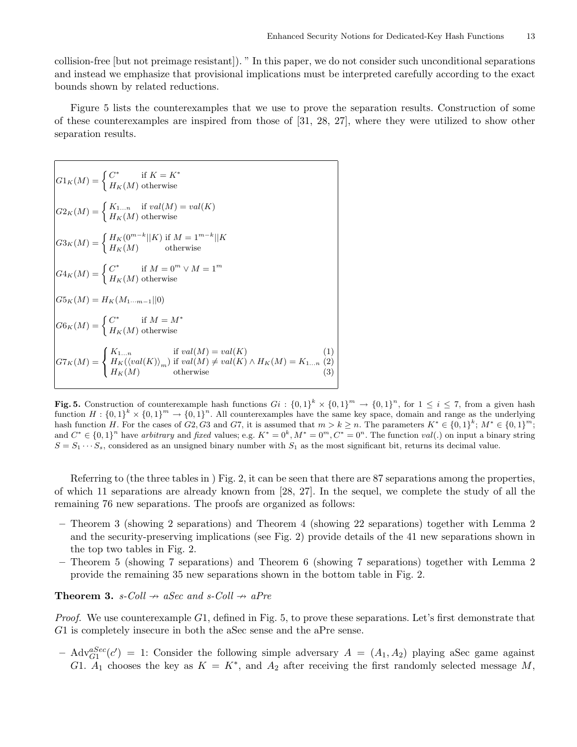collision-free [but not preimage resistant]). " In this paper, we do not consider such unconditional separations and instead we emphasize that provisional implications must be interpreted carefully according to the exact bounds shown by related reductions.

Figure 5 lists the counterexamples that we use to prove the separation results. Construction of some of these counterexamples are inspired from those of [31, 28, 27], where they were utilized to show other separation results.

$$G1_K(M) = \begin{cases} C^* & \text{if } K = K^* \\ H_K(M) & \text{otherwise} \end{cases}$$

$$G2_K(M) = \begin{cases} K_{1\ldots n} & \text{if } val(M) = val(K) \\ H_K(M) & \text{otherwise} \end{cases}$$

$$G3_K(M) = \begin{cases} H_K(0^{m-k}||K) & \text{if } M = 1^{m-k}||K \\ H_K(M) & \text{otherwise} \end{cases}$$

$$G4_K(M) = \begin{cases} C^* & \text{if } M = 0^m \vee M = 1^m \\ H_K(M) & \text{otherwise} \end{cases}$$

$$G5_K(M) = H_K(M_{1\cdots m-1}||0)$$

$$G6_K(M) = \begin{cases} C^* & \text{if } M = M^* \\ H_K(M) & \text{otherwise} \end{cases}$$

$$G7_K(M) = \begin{cases} K_{1\ldots n} & \text{if } val(M) = val(K) & (1) \\ H_K(\langle val(K) \rangle_m) & \text{if } val(M) \neq val(K) \wedge H_K(M) = K_{1\ldots n} & (2) \\ H_K(M) & \text{otherwise} & (3) \end{cases}$$

**Fig. 5.** Construction of counterexample hash functions $Gi : \{0,1\}^k \times \{0,1\}^m \rightarrow \{0,1\}^n$, for $1 \leq i \leq 7$, from a given hash function $H : \{0,1\}^k \times \{0,1\}^m \rightarrow \{0,1\}^n$. All counterexamples have the same key space, domain and range as the underlying hash function $H$. For the cases of $G2, G3$ and $G7$, it is assumed that $m > k \geq n$. The parameters $K^* \in \{0,1\}^k$; $M^* \in \{0,1\}^m$; and $C^* \in \{0,1\}^n$ have *arbitrary* and *fixed* values; e.g. $K^* = 0^k, M^* = 0^m, C^* = 0^n$. The function $val(.)$ on input a binary string $S = S_1 \cdots S_s$, considered as an unsigned binary number with $S_1$ as the most significant bit, returns its decimal value.

Referring to (the three tables in ) Fig. 2, it can be seen that there are 87 separations among the properties, of which 11 separations are already known from [28, 27]. In the sequel, we complete the study of all the remaining 76 new separations. The proofs are organized as follows:

- Theorem 3 (showing 2 separations) and Theorem 4 (showing 22 separations) together with Lemma 2 and the security-preserving implications (see Fig. 2) provide details of the 41 new separations shown in the top two tables in Fig. 2.
- Theorem 5 (showing 7 separations) and Theorem 6 (showing 7 separations) together with Lemma 2 provide the remaining 35 new separations shown in the bottom table in Fig. 2.

**Theorem 3.** *s-Coll* $\nrightarrow$ *aSec and s-Coll* $\nrightarrow$ *aPre*

*Proof.* We use counterexample $G1$, defined in Fig. 5, to prove these separations. Let's first demonstrate that $G1$ is completely insecure in both the aSec sense and the aPre sense.

- $\mathrm{Adv}^{aSec}_{G1}(c') = 1$: Consider the following simple adversary $A = (A_1, A_2)$ playing aSec game against $G1$. $A_1$ chooses the key as $K = K^*$, and $A_2$ after receiving the first randomly selected message $M$,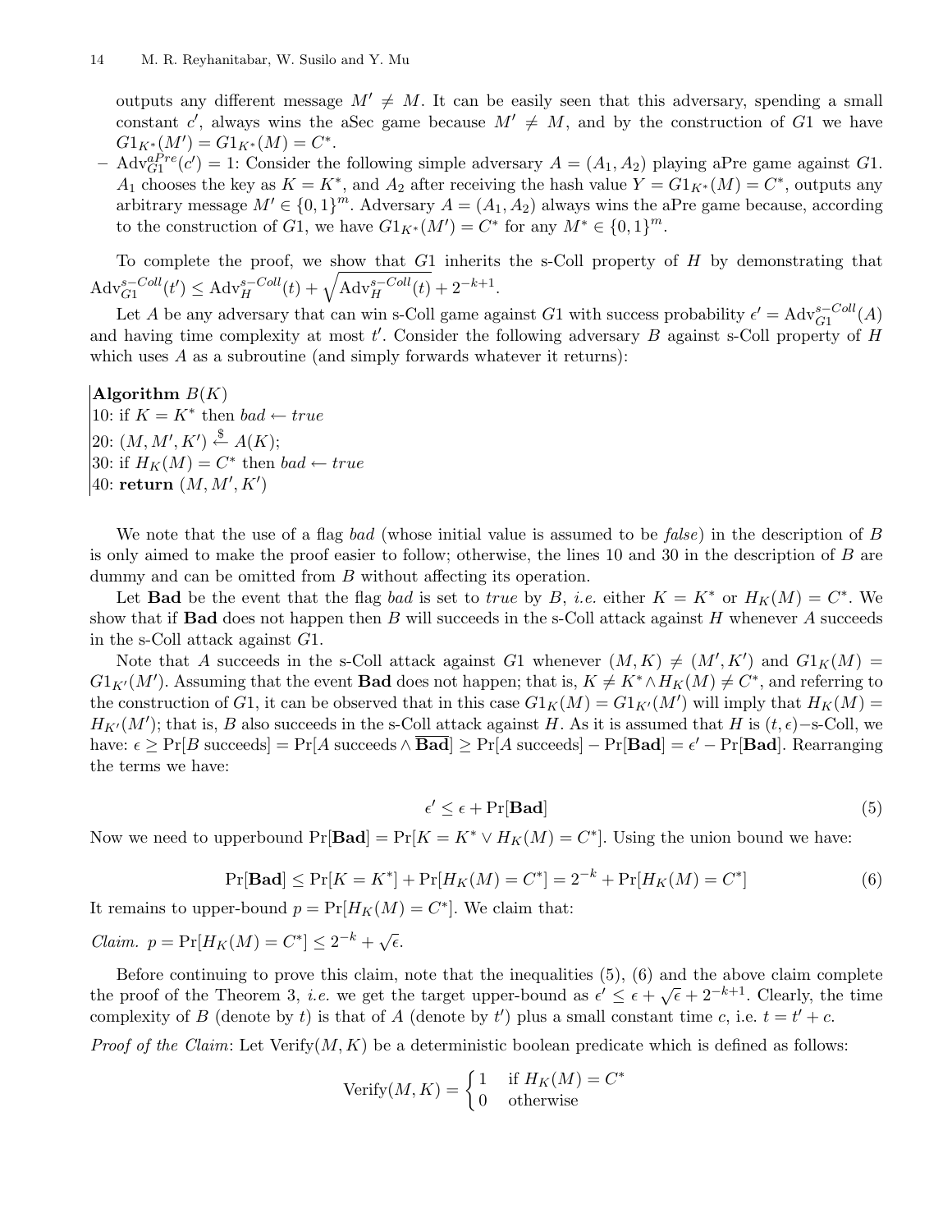outputs any different message $M' \neq M$. It can be easily seen that this adversary, spending a small constant $c'$, always wins the aSec game because $M' \neq M$, and by the construction of $G1$ we have $G1_{K^*}(M') = G1_{K^*}(M) = C^*$.

– $\mathrm{Adv}_{G1}^{aPre}(c') = 1$: Consider the following simple adversary $A = (A_1, A_2)$ playing aPre game against $G1$. $A_1$ chooses the key as $K = K^*$, and $A_2$ after receiving the hash value $Y = G1_{K^*}(M) = C^*$, outputs any arbitrary message $M' \in \{0,1\}^m$. Adversary $A = (A_1, A_2)$ always wins the aPre game because, according to the construction of $G1$, we have $G1_{K^*}(M') = C^*$ for any $M^* \in \{0,1\}^m$.

To complete the proof, we show that $G1$ inherits the s-Coll property of $H$ by demonstrating that $\mathrm{Adv}_{G1}^{s-Coll}(t') \leq \mathrm{Adv}_{H}^{s-Coll}(t) + \sqrt{\mathrm{Adv}_{H}^{s-Coll}(t)} + 2^{-k+1}$.

Let $A$ be any adversary that can win s-Coll game against $G1$ with success probability $\epsilon' = \mathrm{Adv}_{G1}^{s-Coll}(A)$ and having time complexity at most $t'$. Consider the following adversary $B$ against s-Coll property of $H$ which uses $A$ as a subroutine (and simply forwards whatever it returns):

**Algorithm** $B(K)$
10: if $K = K^*$ then $bad \leftarrow true$
20: $(M, M', K') \stackrel{\$}{\leftarrow} A(K)$;
30: if $H_K(M) = C^*$ then $bad \leftarrow true$
40: **return** $(M, M', K')$

We note that the use of a flag *bad* (whose initial value is assumed to be *false*) in the description of $B$ is only aimed to make the proof easier to follow; otherwise, the lines 10 and 30 in the description of $B$ are dummy and can be omitted from $B$ without affecting its operation.

Let **Bad** be the event that the flag *bad* is set to *true* by $B$, *i.e.* either $K = K^*$ or $H_K(M) = C^*$. We show that if **Bad** does not happen then $B$ will succeeds in the s-Coll attack against $H$ whenever $A$ succeeds in the s-Coll attack against $G1$.

Note that $A$ succeeds in the s-Coll attack against $G1$ whenever $(M, K) \neq (M', K')$ and $G1_K(M) = G1_{K'}(M')$. Assuming that the event **Bad** does not happen; that is, $K \neq K^* \wedge H_K(M) \neq C^*$, and referring to the construction of $G1$, it can be observed that in this case $G1_K(M) = G1_{K'}(M')$ will imply that $H_K(M) = H_{K'}(M')$; that is, $B$ also succeeds in the s-Coll attack against $H$. As it is assumed that $H$ is $(t, \epsilon)-$s-Coll, we have: $\epsilon \geq \Pr[B \text{ succeeds}] = \Pr[A \text{ succeeds} \wedge \overline{\mathbf{Bad}}] \geq \Pr[A \text{ succeeds}] - \Pr[\mathbf{Bad}] = \epsilon' - \Pr[\mathbf{Bad}]$. Rearranging the terms we have:

$$\epsilon' \leq \epsilon + \Pr[\mathbf{Bad}] \tag{5}$$

Now we need to upperbound $\Pr[\mathbf{Bad}] = \Pr[K = K^* \vee H_K(M) = C^*]$. Using the union bound we have:

$$\Pr[\mathbf{Bad}] \leq \Pr[K = K^*] + \Pr[H_K(M) = C^*] = 2^{-k} + \Pr[H_K(M) = C^*] \tag{6}$$

It remains to upper-bound $p = \Pr[H_K(M) = C^*]$. We claim that:

*Claim.* $p = \Pr[H_K(M) = C^*] \leq 2^{-k} + \sqrt{\epsilon}$.

Before continuing to prove this claim, note that the inequalities (5), (6) and the above claim complete the proof of the Theorem 3, *i.e.* we get the target upper-bound as $\epsilon' \leq \epsilon + \sqrt{\epsilon} + 2^{-k+1}$. Clearly, the time complexity of $B$ (denote by $t$) is that of $A$ (denote by $t'$) plus a small constant time $c$, i.e. $t = t' + c$.

*Proof of the Claim*: Let $\mathrm{Verify}(M, K)$ be a deterministic boolean predicate which is defined as follows:

$$\mathrm{Verify}(M, K) = \begin{cases} 1 & \text{if } H_K(M) = C^* \\ 0 & \text{otherwise} \end{cases}$$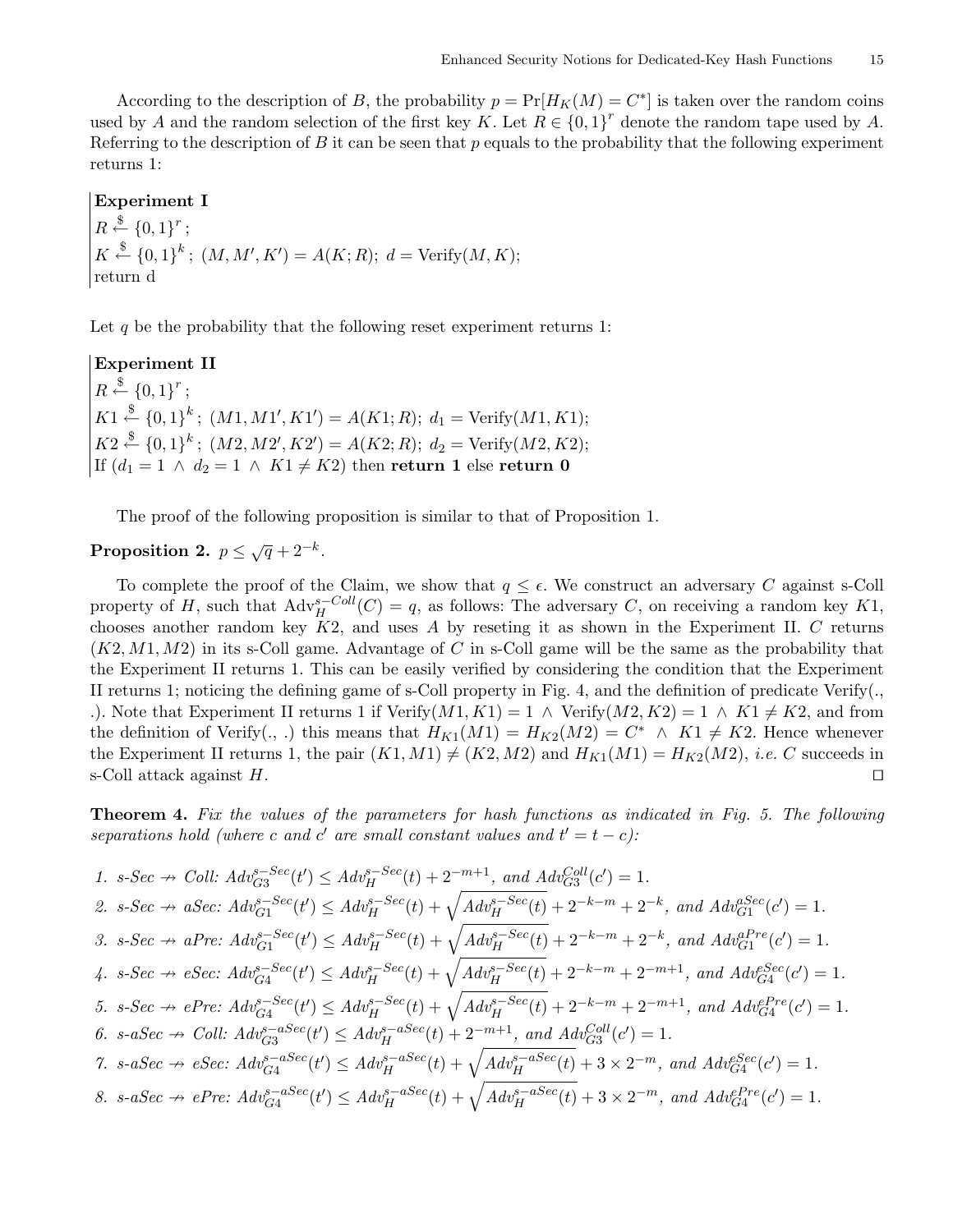According to the description of $B$, the probability $p = \Pr[H_K(M) = C^*]$ is taken over the random coins used by $A$ and the random selection of the first key $K$. Let $R \in \{0,1\}^r$ denote the random tape used by $A$. Referring to the description of $B$ it can be seen that $p$ equals to the probability that the following experiment returns 1:

**Experiment I**
$R \xleftarrow{\$} \{0,1\}^r$;
$K \xleftarrow{\$} \{0,1\}^k$; $(M, M', K') = A(K; R)$; $d = \text{Verify}(M, K)$;
return d

Let $q$ be the probability that the following reset experiment returns 1:

**Experiment II**
$R \xleftarrow{\$} \{0,1\}^r$;
$K1 \xleftarrow{\$} \{0,1\}^k$; $(M1, M1', K1') = A(K1; R)$; $d_1 = \text{Verify}(M1, K1)$;
$K2 \xleftarrow{\$} \{0,1\}^k$; $(M2, M2', K2') = A(K2; R)$; $d_2 = \text{Verify}(M2, K2)$;
If $(d_1 = 1 \wedge d_2 = 1 \wedge K1 \neq K2)$ then **return 1** else **return 0**

The proof of the following proposition is similar to that of Proposition 1.

**Proposition 2.** $p \leq \sqrt{q} + 2^{-k}$.

To complete the proof of the Claim, we show that $q \leq \epsilon$. We construct an adversary $C$ against s-Coll property of $H$, such that $\text{Adv}_H^{s-Coll}(C) = q$, as follows: The adversary $C$, on receiving a random key $K1$, chooses another random key $K2$, and uses $A$ by reseting it as shown in the Experiment II. $C$ returns $(K2, M1, M2)$ in its s-Coll game. Advantage of $C$ in s-Coll game will be the same as the probability that the Experiment II returns 1. This can be easily verified by considering the condition that the Experiment II returns 1; noticing the defining game of s-Coll property in Fig. 4, and the definition of predicate Verify(., .). Note that Experiment II returns 1 if $\text{Verify}(M1, K1) = 1 \wedge \text{Verify}(M2, K2) = 1 \wedge K1 \neq K2$, and from the definition of Verify(., .) this means that $H_{K1}(M1) = H_{K2}(M2) = C^* \wedge K1 \neq K2$. Hence whenever the Experiment II returns 1, the pair $(K1, M1) \neq (K2, M2)$ and $H_{K1}(M1) = H_{K2}(M2)$, *i.e.* $C$ succeeds in s-Coll attack against $H$. $\square$

**Theorem 4.** *Fix the values of the parameters for hash functions as indicated in Fig. 5. The following separations hold (where c and c′ are small constant values and $t' = t - c$):*

1. *s-Sec $\nrightarrow$ Coll:* $Adv_{G3}^{s-Sec}(t') \leq Adv_H^{s-Sec}(t) + 2^{-m+1}$, *and* $Adv_{G3}^{Coll}(c') = 1$.
2. *s-Sec $\nrightarrow$ aSec:* $Adv_{G1}^{s-Sec}(t') \leq Adv_H^{s-Sec}(t) + \sqrt{Adv_H^{s-Sec}(t)} + 2^{-k-m} + 2^{-k}$, *and* $Adv_{G1}^{aSec}(c') = 1$.
3. *s-Sec $\nrightarrow$ aPre:* $Adv_{G1}^{s-Sec}(t') \leq Adv_H^{s-Sec}(t) + \sqrt{Adv_H^{s-Sec}(t)} + 2^{-k-m} + 2^{-k}$, *and* $Adv_{G1}^{aPre}(c') = 1$.
4. *s-Sec $\nrightarrow$ eSec:* $Adv_{G4}^{s-Sec}(t') \leq Adv_H^{s-Sec}(t) + \sqrt{Adv_H^{s-Sec}(t)} + 2^{-k-m} + 2^{-m+1}$, *and* $Adv_{G4}^{eSec}(c') = 1$.
5. *s-Sec $\nrightarrow$ ePre:* $Adv_{G4}^{s-Sec}(t') \leq Adv_H^{s-Sec}(t) + \sqrt{Adv_H^{s-Sec}(t)} + 2^{-k-m} + 2^{-m+1}$, *and* $Adv_{G4}^{ePre}(c') = 1$.
6. *s-aSec $\nrightarrow$ Coll:* $Adv_{G3}^{s-aSec}(t') \leq Adv_H^{s-aSec}(t) + 2^{-m+1}$, *and* $Adv_{G3}^{Coll}(c') = 1$.
7. *s-aSec $\nrightarrow$ eSec:* $Adv_{G4}^{s-aSec}(t') \leq Adv_H^{s-aSec}(t) + \sqrt{Adv_H^{s-aSec}(t)} + 3 \times 2^{-m}$, *and* $Adv_{G4}^{eSec}(c') = 1$.
8. *s-aSec $\nrightarrow$ ePre:* $Adv_{G4}^{s-aSec}(t') \leq Adv_H^{s-aSec}(t) + \sqrt{Adv_H^{s-aSec}(t)} + 3 \times 2^{-m}$, *and* $Adv_{G4}^{ePre}(c') = 1$.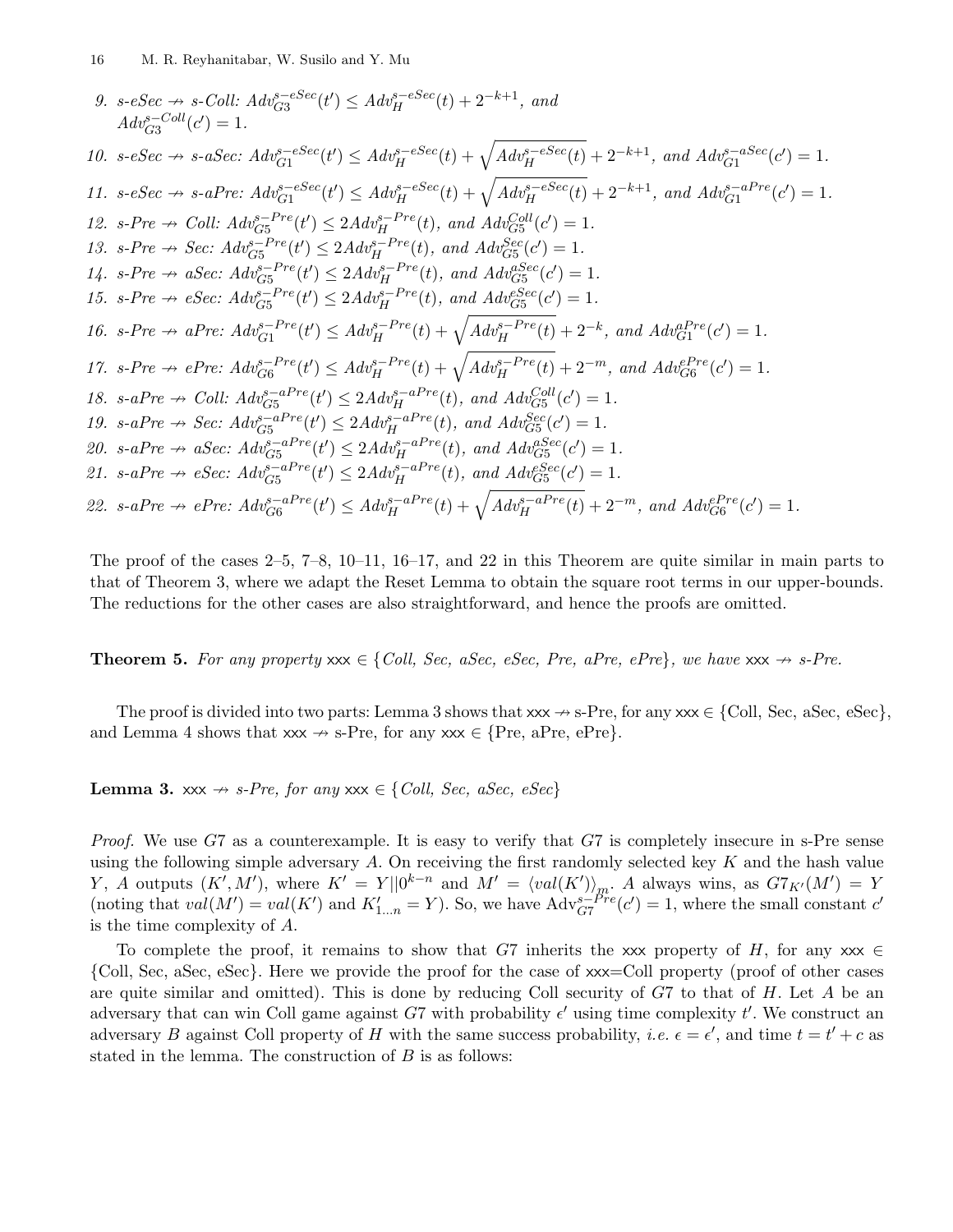9. s-eSec $\nrightarrow$ s-Coll: $Adv_{G3}^{s-eSec}(t') \leq Adv_H^{s-eSec}(t) + 2^{-k+1}$, and $Adv_{G3}^{s-Coll}(c') = 1$.
10. s-eSec $\nrightarrow$ s-aSec: $Adv_{G1}^{s-eSec}(t') \leq Adv_H^{s-eSec}(t) + \sqrt{Adv_H^{s-eSec}(t)} + 2^{-k+1}$, and $Adv_{G1}^{s-aSec}(c') = 1$.
11. s-eSec $\nrightarrow$ s-aPre: $Adv_{G1}^{s-eSec}(t') \leq Adv_H^{s-eSec}(t) + \sqrt{Adv_H^{s-eSec}(t)} + 2^{-k+1}$, and $Adv_{G1}^{s-aPre}(c') = 1$.
12. s-Pre $\nrightarrow$ Coll: $Adv_{G5}^{s-Pre}(t') \leq 2Adv_H^{s-Pre}(t)$, and $Adv_{G5}^{Coll}(c') = 1$.
13. s-Pre $\nrightarrow$ Sec: $Adv_{G5}^{s-Pre}(t') \leq 2Adv_H^{s-Pre}(t)$, and $Adv_{G5}^{Sec}(c') = 1$.
14. s-Pre $\nrightarrow$ aSec: $Adv_{G5}^{s-Pre}(t') \leq 2Adv_H^{s-Pre}(t)$, and $Adv_{G5}^{aSec}(c') = 1$.
15. s-Pre $\nrightarrow$ eSec: $Adv_{G5}^{s-Pre}(t') \leq 2Adv_H^{s-Pre}(t)$, and $Adv_{G5}^{eSec}(c') = 1$.
16. s-Pre $\nrightarrow$ aPre: $Adv_{G1}^{s-Pre}(t') \leq Adv_H^{s-Pre}(t) + \sqrt{Adv_H^{s-Pre}(t)} + 2^{-k}$, and $Adv_{G1}^{aPre}(c') = 1$.
17. s-Pre $\nrightarrow$ ePre: $Adv_{G6}^{s-Pre}(t') \leq Adv_H^{s-Pre}(t) + \sqrt{Adv_H^{s-Pre}(t)} + 2^{-m}$, and $Adv_{G6}^{ePre}(c') = 1$.
18. s-aPre $\nrightarrow$ Coll: $Adv_{G5}^{s-aPre}(t') \leq 2Adv_H^{s-aPre}(t)$, and $Adv_{G5}^{Coll}(c') = 1$.
19. s-aPre $\nrightarrow$ Sec: $Adv_{G5}^{s-aPre}(t') \leq 2Adv_H^{s-aPre}(t)$, and $Adv_{G5}^{Sec}(c') = 1$.
20. s-aPre $\nrightarrow$ aSec: $Adv_{G5}^{s-aPre}(t') \leq 2Adv_H^{s-aPre}(t)$, and $Adv_{G5}^{aSec}(c') = 1$.
21. s-aPre $\nrightarrow$ eSec: $Adv_{G5}^{s-aPre}(t') \leq 2Adv_H^{s-aPre}(t)$, and $Adv_{G5}^{eSec}(c') = 1$.
22. s-aPre $\nrightarrow$ ePre: $Adv_{G6}^{s-aPre}(t') \leq Adv_H^{s-aPre}(t) + \sqrt{Adv_H^{s-aPre}(t)} + 2^{-m}$, and $Adv_{G6}^{ePre}(c') = 1$.

The proof of the cases 2–5, 7–8, 10–11, 16–17, and 22 in this Theorem are quite similar in main parts to that of Theorem 3, where we adapt the Reset Lemma to obtain the square root terms in our upper-bounds. The reductions for the other cases are also straightforward, and hence the proofs are omitted.

**Theorem 5.** *For any property* xxx $\in$ *{Coll, Sec, aSec, eSec, Pre, aPre, ePre}, we have* xxx $\nrightarrow$ *s-Pre.*

The proof is divided into two parts: Lemma 3 shows that xxx $\nrightarrow$ s-Pre, for any xxx $\in$ {Coll, Sec, aSec, eSec}, and Lemma 4 shows that xxx $\nrightarrow$ s-Pre, for any xxx $\in$ {Pre, aPre, ePre}.

**Lemma 3.** xxx $\nrightarrow$ *s-Pre, for any* xxx $\in$ *{Coll, Sec, aSec, eSec}*

*Proof.* We use $G7$ as a counterexample. It is easy to verify that $G7$ is completely insecure in s-Pre sense using the following simple adversary $A$. On receiving the first randomly selected key $K$ and the hash value $Y$, $A$ outputs $(K', M')$, where $K' = Y||0^{k-n}$ and $M' = \langle val(K')\rangle_m$. $A$ always wins, as $G7_{K'}(M') = Y$ (noting that $val(M') = val(K')$ and $K'_{1...n} = Y$). So, we have $\text{Adv}_{G7}^{s-Pre}(c') = 1$, where the small constant $c'$ is the time complexity of $A$.

To complete the proof, it remains to show that $G7$ inherits the xxx property of $H$, for any xxx $\in$ {Coll, Sec, aSec, eSec}. Here we provide the proof for the case of xxx=Coll property (proof of other cases are quite similar and omitted). This is done by reducing Coll security of $G7$ to that of $H$. Let $A$ be an adversary that can win Coll game against $G7$ with probability $\epsilon'$ using time complexity $t'$. We construct an adversary $B$ against Coll property of $H$ with the same success probability, *i.e.* $\epsilon = \epsilon'$, and time $t = t' + c$ as stated in the lemma. The construction of $B$ is as follows: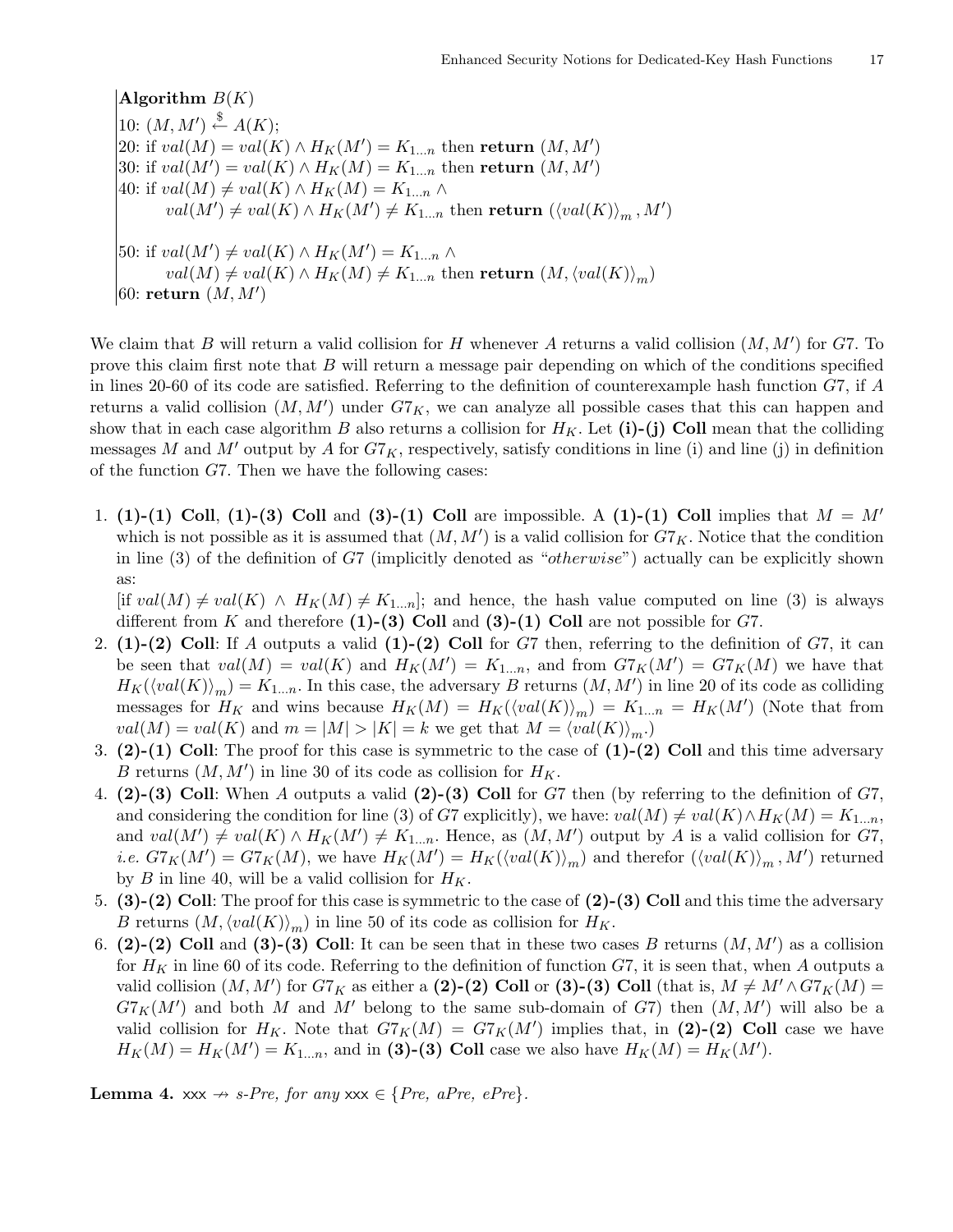**Algorithm** $B(K)$

10: $(M, M') \xleftarrow{\$} A(K)$;
20: if $val(M) = val(K) \wedge H_K(M') = K_{1\ldots n}$ then **return** $(M, M')$
30: if $val(M') = val(K) \wedge H_K(M) = K_{1\ldots n}$ then **return** $(M, M')$
40: if $val(M) \neq val(K) \wedge H_K(M) = K_{1\ldots n} \wedge$
$\qquad val(M') \neq val(K) \wedge H_K(M') \neq K_{1\ldots n}$ then **return** $(\langle val(K) \rangle_m, M')$

50: if $val(M') \neq val(K) \wedge H_K(M') = K_{1\ldots n} \wedge$
$\qquad val(M) \neq val(K) \wedge H_K(M) \neq K_{1\ldots n}$ then **return** $(M, \langle val(K) \rangle_m)$
60: **return** $(M, M')$

We claim that $B$ will return a valid collision for $H$ whenever $A$ returns a valid collision $(M, M')$ for $G7$. To prove this claim first note that $B$ will return a message pair depending on which of the conditions specified in lines 20-60 of its code are satisfied. Referring to the definition of counterexample hash function $G7$, if $A$ returns a valid collision $(M, M')$ under $G7_K$, we can analyze all possible cases that this can happen and show that in each case algorithm $B$ also returns a collision for $H_K$. Let **(i)-(j) Coll** mean that the colliding messages $M$ and $M'$ output by $A$ for $G7_K$, respectively, satisfy conditions in line (i) and line (j) in definition of the function $G7$. Then we have the following cases:

1. **(1)-(1) Coll**, **(1)-(3) Coll** and **(3)-(1) Coll** are impossible. A **(1)-(1) Coll** implies that $M = M'$ which is not possible as it is assumed that $(M, M')$ is a valid collision for $G7_K$. Notice that the condition in line (3) of the definition of $G7$ (implicitly denoted as "*otherwise*") actually can be explicitly shown as:
[if $val(M) \neq val(K) \wedge H_K(M) \neq K_{1\ldots n}$]; and hence, the hash value computed on line (3) is always different from $K$ and therefore **(1)-(3) Coll** and **(3)-(1) Coll** are not possible for $G7$.
2. **(1)-(2) Coll**: If $A$ outputs a valid **(1)-(2) Coll** for $G7$ then, referring to the definition of $G7$, it can be seen that $val(M) = val(K)$ and $H_K(M') = K_{1\ldots n}$, and from $G7_K(M') = G7_K(M)$ we have that $H_K(\langle val(K) \rangle_m) = K_{1\ldots n}$. In this case, the adversary $B$ returns $(M, M')$ in line 20 of its code as colliding messages for $H_K$ and wins because $H_K(M) = H_K(\langle val(K) \rangle_m) = K_{1\ldots n} = H_K(M')$ (Note that from $val(M) = val(K)$ and $m = |M| > |K| = k$ we get that $M = \langle val(K) \rangle_m$.)
3. **(2)-(1) Coll**: The proof for this case is symmetric to the case of **(1)-(2) Coll** and this time adversary $B$ returns $(M, M')$ in line 30 of its code as collision for $H_K$.
4. **(2)-(3) Coll**: When $A$ outputs a valid **(2)-(3) Coll** for $G7$ then (by referring to the definition of $G7$, and considering the condition for line (3) of $G7$ explicitly), we have: $val(M) \neq val(K) \wedge H_K(M) = K_{1\ldots n}$, and $val(M') \neq val(K) \wedge H_K(M') \neq K_{1\ldots n}$. Hence, as $(M, M')$ output by $A$ is a valid collision for $G7$, *i.e.* $G7_K(M') = G7_K(M)$, we have $H_K(M') = H_K(\langle val(K) \rangle_m)$ and therefor $(\langle val(K) \rangle_m, M')$ returned by $B$ in line 40, will be a valid collision for $H_K$.
5. **(3)-(2) Coll**: The proof for this case is symmetric to the case of **(2)-(3) Coll** and this time the adversary $B$ returns $(M, \langle val(K) \rangle_m)$ in line 50 of its code as collision for $H_K$.
6. **(2)-(2) Coll** and **(3)-(3) Coll**: It can be seen that in these two cases $B$ returns $(M, M')$ as a collision for $H_K$ in line 60 of its code. Referring to the definition of function $G7$, it is seen that, when $A$ outputs a valid collision $(M, M')$ for $G7_K$ as either a **(2)-(2) Coll** or **(3)-(3) Coll** (that is, $M \neq M' \wedge G7_K(M) = G7_K(M')$ and both $M$ and $M'$ belong to the same sub-domain of $G7$) then $(M, M')$ will also be a valid collision for $H_K$. Note that $G7_K(M) = G7_K(M')$ implies that, in **(2)-(2) Coll** case we have $H_K(M) = H_K(M') = K_{1\ldots n}$, and in **(3)-(3) Coll** case we also have $H_K(M) = H_K(M')$.

**Lemma 4.** *xxx $\nrightarrow$ s-Pre, for any xxx $\in$ {Pre, aPre, ePre}.*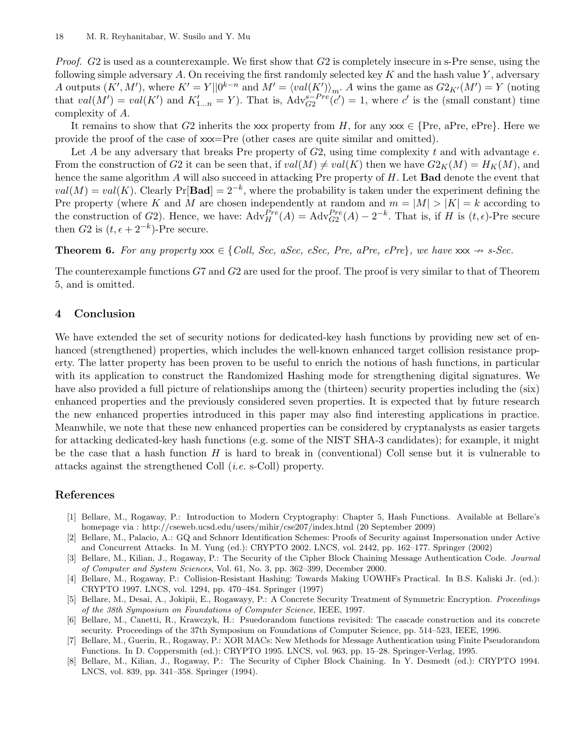*Proof.* $G2$ is used as a counterexample. We first show that $G2$ is completely insecure in s-Pre sense, using the following simple adversary $A$. On receiving the first randomly selected key $K$ and the hash value $Y$, adversary $A$ outputs $(K', M')$, where $K' = Y||0^{k-n}$ and $M' = \langle val(K') \rangle_m$. $A$ wins the game as $G2_{K'}(M') = Y$ (noting that $val(M') = val(K')$ and $K'_{1...n} = Y$). That is, $\text{Adv}_{G2}^{s-Pre}(c') = 1$, where $c'$ is the (small constant) time complexity of $A$.

It remains to show that $G2$ inherits the xxx property from $H$, for any xxx $\in$ {Pre, aPre, ePre}. Here we provide the proof of the case of xxx=Pre (other cases are quite similar and omitted).

Let $A$ be any adversary that breaks Pre property of $G2$, using time complexity $t$ and with advantage $\epsilon$. From the construction of $G2$ it can be seen that, if $val(M) \neq val(K)$ then we have $G2_K(M) = H_K(M)$, and hence the same algorithm $A$ will also succeed in attacking Pre property of $H$. Let **Bad** denote the event that $val(M) = val(K)$. Clearly $\Pr[\mathbf{Bad}] = 2^{-k}$, where the probability is taken under the experiment defining the Pre property (where $K$ and $M$ are chosen independently at random and $m = |M| > |K| = k$ according to the construction of $G2$). Hence, we have: $\text{Adv}_H^{Pre}(A) = \text{Adv}_{G2}^{Pre}(A) - 2^{-k}$. That is, if $H$ is $(t, \epsilon)$-Pre secure then $G2$ is $(t, \epsilon + 2^{-k})$-Pre secure.

**Theorem 6.** *For any property* xxx $\in$ *{Coll, Sec, aSec, eSec, Pre, aPre, ePre}, we have* xxx $\nrightarrow$ *s-Sec.*

The counterexample functions $G7$ and $G2$ are used for the proof. The proof is very similar to that of Theorem 5, and is omitted.

## 4 Conclusion

We have extended the set of security notions for dedicated-key hash functions by providing new set of enhanced (strengthened) properties, which includes the well-known enhanced target collision resistance property. The latter property has been proven to be useful to enrich the notions of hash functions, in particular with its application to construct the Randomized Hashing mode for strengthening digital signatures. We have also provided a full picture of relationships among the (thirteen) security properties including the (six) enhanced properties and the previously considered seven properties. It is expected that by future research the new enhanced properties introduced in this paper may also find interesting applications in practice. Meanwhile, we note that these new enhanced properties can be considered by cryptanalysts as easier targets for attacking dedicated-key hash functions (e.g. some of the NIST SHA-3 candidates); for example, it might be the case that a hash function $H$ is hard to break in (conventional) Coll sense but it is vulnerable to attacks against the strengthened Coll (*i.e.* s-Coll) property.

## References

[1] Bellare, M., Rogaway, P.: Introduction to Modern Cryptography: Chapter 5, Hash Functions. Available at Bellare's homepage via : http://cseweb.ucsd.edu/users/mihir/cse207/index.html (20 September 2009)

[2] Bellare, M., Palacio, A.: GQ and Schnorr Identification Schemes: Proofs of Security against Impersonation under Active and Concurrent Attacks. In M. Yung (ed.): CRYPTO 2002. LNCS, vol. 2442, pp. 162–177. Springer (2002)

[3] Bellare, M., Kilian, J., Rogaway, P.: The Security of the Cipher Block Chaining Message Authentication Code. *Journal of Computer and System Sciences*, Vol. 61, No. 3, pp. 362–399, December 2000.

[4] Bellare, M., Rogaway, P.: Collision-Resistant Hashing: Towards Making UOWHFs Practical. In B.S. Kaliski Jr. (ed.): CRYPTO 1997. LNCS, vol. 1294, pp. 470–484. Springer (1997)

[5] Bellare, M., Desai, A., Jokipii, E., Rogawayy, P.: A Concrete Security Treatment of Symmetric Encryption. *Proceedings of the 38th Symposium on Foundations of Computer Science*, IEEE, 1997.

[6] Bellare, M., Canetti, R., Krawczyk, H.: Psuedorandom functions revisited: The cascade construction and its concrete security. Proceedings of the 37th Symposium on Foundations of Computer Science, pp. 514–523, IEEE, 1996.

[7] Bellare, M., Guerin, R., Rogaway, P.: XOR MACs: New Methods for Message Authentication using Finite Pseudorandom Functions. In D. Coppersmith (ed.): CRYPTO 1995. LNCS, vol. 963, pp. 15–28. Springer-Verlag, 1995.

[8] Bellare, M., Kilian, J., Rogaway, P.: The Security of Cipher Block Chaining. In Y. Desmedt (ed.): CRYPTO 1994. LNCS, vol. 839, pp. 341–358. Springer (1994).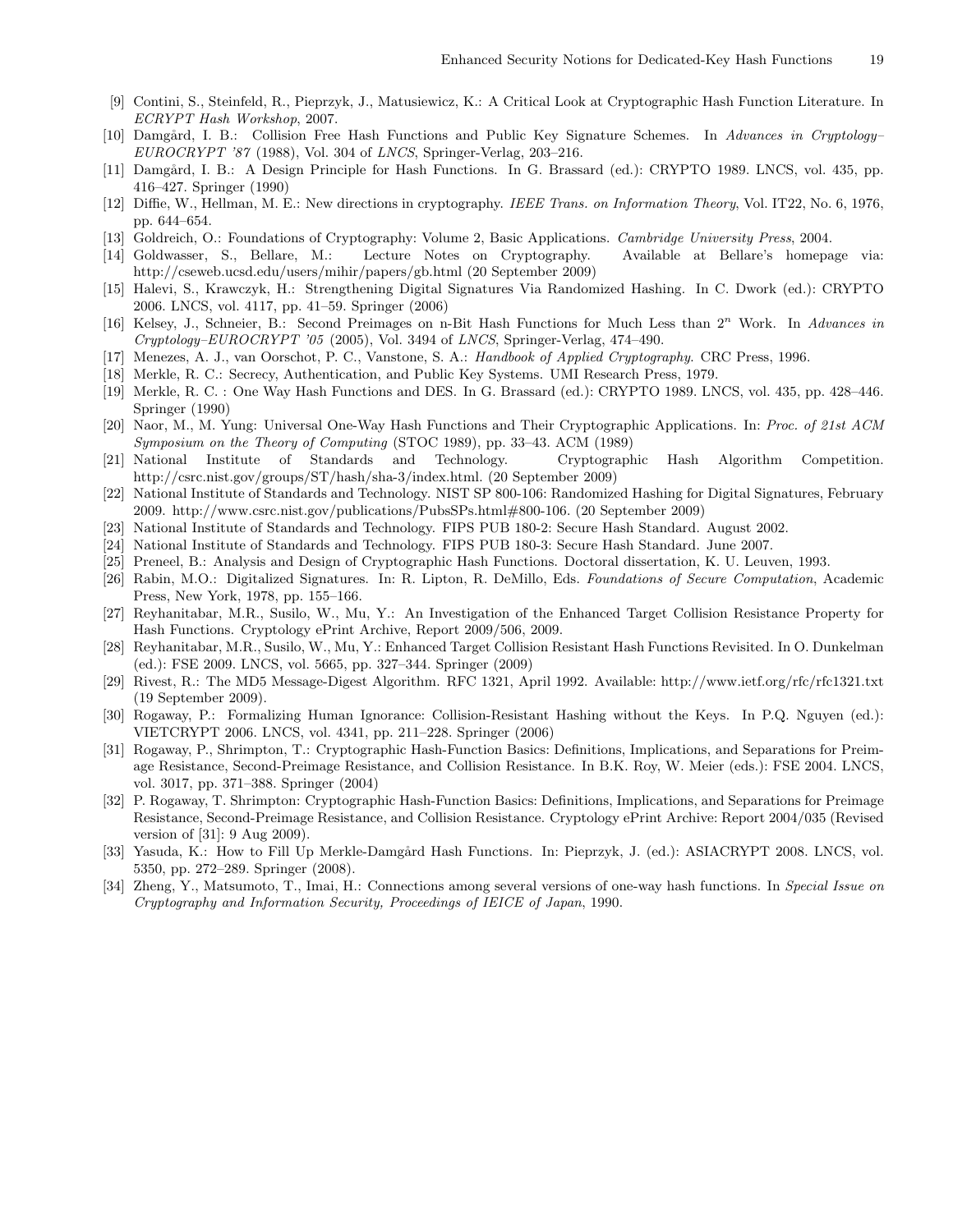[9] Contini, S., Steinfeld, R., Pieprzyk, J., Matusiewicz, K.: A Critical Look at Cryptographic Hash Function Literature. In *ECRYPT Hash Workshop*, 2007.

[10] Damgård, I. B.: Collision Free Hash Functions and Public Key Signature Schemes. In *Advances in Cryptology–EUROCRYPT '87* (1988), Vol. 304 of *LNCS*, Springer-Verlag, 203–216.

[11] Damgård, I. B.: A Design Principle for Hash Functions. In G. Brassard (ed.): CRYPTO 1989. LNCS, vol. 435, pp. 416–427. Springer (1990)

[12] Diffie, W., Hellman, M. E.: New directions in cryptography. *IEEE Trans. on Information Theory*, Vol. IT22, No. 6, 1976, pp. 644–654.

[13] Goldreich, O.: Foundations of Cryptography: Volume 2, Basic Applications. *Cambridge University Press*, 2004.

[14] Goldwasser, S., Bellare, M.: Lecture Notes on Cryptography. Available at Bellare's homepage via: http://cseweb.ucsd.edu/users/mihir/papers/gb.html (20 September 2009)

[15] Halevi, S., Krawczyk, H.: Strengthening Digital Signatures Via Randomized Hashing. In C. Dwork (ed.): CRYPTO 2006. LNCS, vol. 4117, pp. 41–59. Springer (2006)

[16] Kelsey, J., Schneier, B.: Second Preimages on n-Bit Hash Functions for Much Less than $2^n$ Work. In *Advances in Cryptology–EUROCRYPT '05* (2005), Vol. 3494 of *LNCS*, Springer-Verlag, 474–490.

[17] Menezes, A. J., van Oorschot, P. C., Vanstone, S. A.: *Handbook of Applied Cryptography.* CRC Press, 1996.

[18] Merkle, R. C.: Secrecy, Authentication, and Public Key Systems. UMI Research Press, 1979.

[19] Merkle, R. C. : One Way Hash Functions and DES. In G. Brassard (ed.): CRYPTO 1989. LNCS, vol. 435, pp. 428–446. Springer (1990)

[20] Naor, M., M. Yung: Universal One-Way Hash Functions and Their Cryptographic Applications. In: *Proc. of 21st ACM Symposium on the Theory of Computing* (STOC 1989), pp. 33–43. ACM (1989)

[21] National Institute of Standards and Technology. Cryptographic Hash Algorithm Competition. http://csrc.nist.gov/groups/ST/hash/sha-3/index.html. (20 September 2009)

[22] National Institute of Standards and Technology. NIST SP 800-106: Randomized Hashing for Digital Signatures, February 2009. http://www.csrc.nist.gov/publications/PubsSPs.html#800-106. (20 September 2009)

[23] National Institute of Standards and Technology. FIPS PUB 180-2: Secure Hash Standard. August 2002.

[24] National Institute of Standards and Technology. FIPS PUB 180-3: Secure Hash Standard. June 2007.

[25] Preneel, B.: Analysis and Design of Cryptographic Hash Functions. Doctoral dissertation, K. U. Leuven, 1993.

[26] Rabin, M.O.: Digitalized Signatures. In: R. Lipton, R. DeMillo, Eds. *Foundations of Secure Computation*, Academic Press, New York, 1978, pp. 155–166.

[27] Reyhanitabar, M.R., Susilo, W., Mu, Y.: An Investigation of the Enhanced Target Collision Resistance Property for Hash Functions. Cryptology ePrint Archive, Report 2009/506, 2009.

[28] Reyhanitabar, M.R., Susilo, W., Mu, Y.: Enhanced Target Collision Resistant Hash Functions Revisited. In O. Dunkelman (ed.): FSE 2009. LNCS, vol. 5665, pp. 327–344. Springer (2009)

[29] Rivest, R.: The MD5 Message-Digest Algorithm. RFC 1321, April 1992. Available: http://www.ietf.org/rfc/rfc1321.txt (19 September 2009).

[30] Rogaway, P.: Formalizing Human Ignorance: Collision-Resistant Hashing without the Keys. In P.Q. Nguyen (ed.): VIETCRYPT 2006. LNCS, vol. 4341, pp. 211–228. Springer (2006)

[31] Rogaway, P., Shrimpton, T.: Cryptographic Hash-Function Basics: Definitions, Implications, and Separations for Preimage Resistance, Second-Preimage Resistance, and Collision Resistance. In B.K. Roy, W. Meier (eds.): FSE 2004. LNCS, vol. 3017, pp. 371–388. Springer (2004)

[32] P. Rogaway, T. Shrimpton: Cryptographic Hash-Function Basics: Definitions, Implications, and Separations for Preimage Resistance, Second-Preimage Resistance, and Collision Resistance. Cryptology ePrint Archive: Report 2004/035 (Revised version of [31]: 9 Aug 2009).

[33] Yasuda, K.: How to Fill Up Merkle-Damgård Hash Functions. In: Pieprzyk, J. (ed.): ASIACRYPT 2008. LNCS, vol. 5350, pp. 272–289. Springer (2008).

[34] Zheng, Y., Matsumoto, T., Imai, H.: Connections among several versions of one-way hash functions. In *Special Issue on Cryptography and Information Security, Proceedings of IEICE of Japan*, 1990.